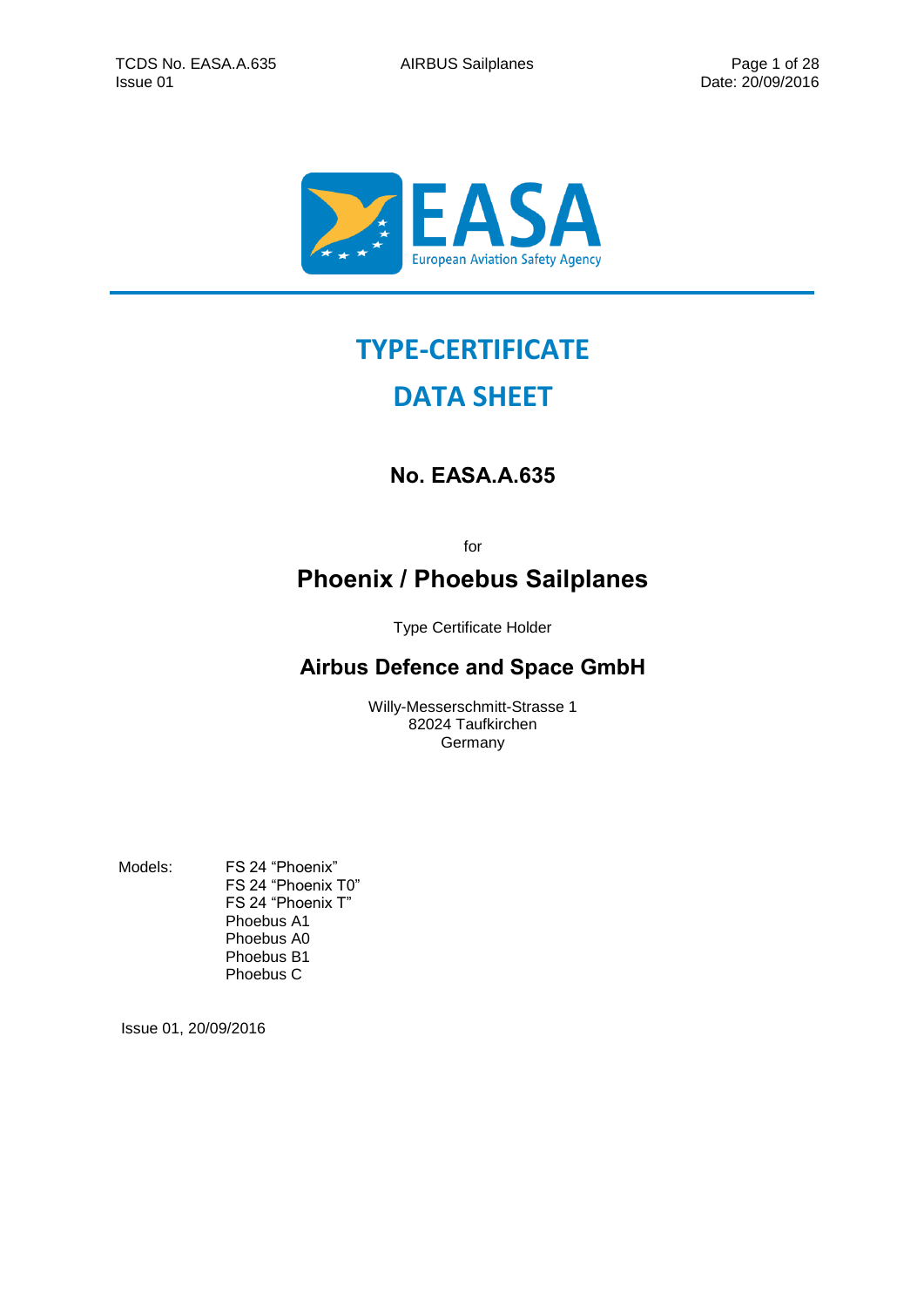# TYPE-CERTIFICATE

# DATA SHEET

## No. EASA.A.635

for

## Phoenix / Phoebus Sailplanes

Type Certificate Holder

## Airbus Defence and Space GmbH

Willy-Messerschmitt-Strasse 1
82024 Taufkirchen
Germany

Models:

- FS 24 “Phoenix”
- FS 24 “Phoenix T0”
- FS 24 “Phoenix T”
- Phoebus A1
- Phoebus A0
- Phoebus B1
- Phoebus C

Issue 01, 20/09/2016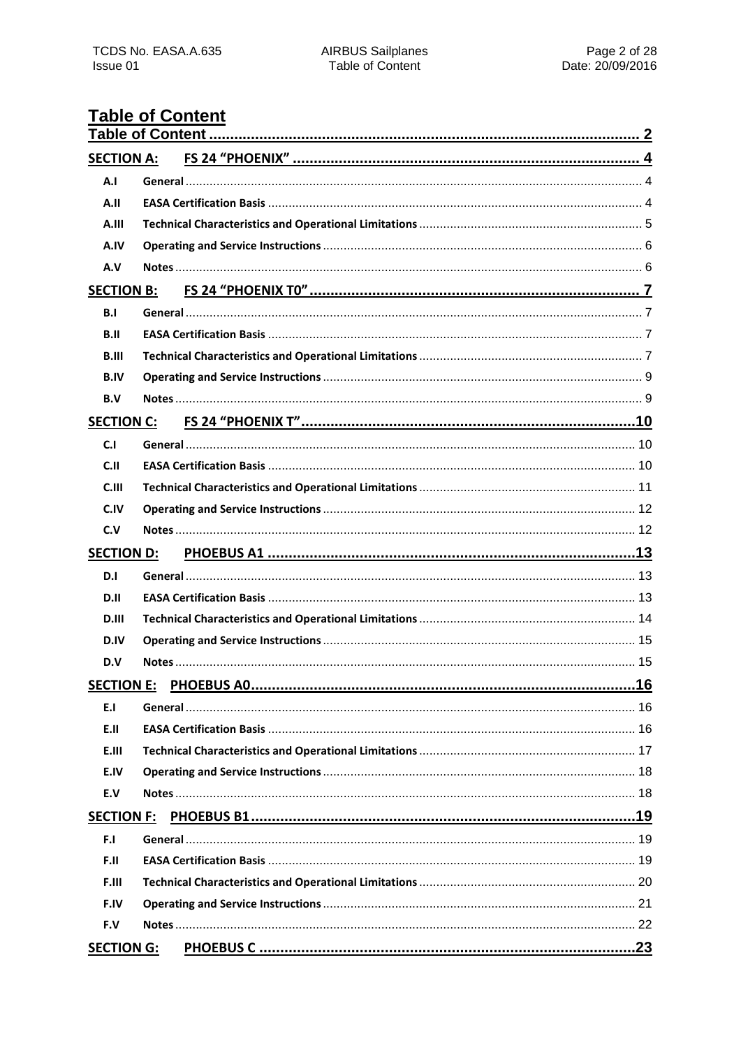# Table of Content

Table of Content ........................................................................................................ 2

**SECTION A: FS 24 "PHOENIX" .................................................................................... 4**

- **A.I General** ................................................................................................................ 4
- **A.II EASA Certification Basis** ........................................................................................ 4
- **A.III Technical Characteristics and Operational Limitations** ............................................... 5
- **A.IV Operating and Service Instructions** .......................................................................... 6
- **A.V Notes** ..................................................................................................................... 6

**SECTION B: FS 24 "PHOENIX T0" ................................................................................ 7**

- **B.I General** ................................................................................................................ 7
- **B.II EASA Certification Basis** ........................................................................................ 7
- **B.III Technical Characteristics and Operational Limitations** ............................................... 7
- **B.IV Operating and Service Instructions** .......................................................................... 9
- **B.V Notes** ..................................................................................................................... 9

**SECTION C: FS 24 "PHOENIX T" ................................................................................. 10**

- **C.I General** .............................................................................................................. 10
- **C.II EASA Certification Basis** ...................................................................................... 10
- **C.III Technical Characteristics and Operational Limitations** ............................................. 11
- **C.IV Operating and Service Instructions** ........................................................................ 12
- **C.V Notes** ................................................................................................................... 12

**SECTION D: PHOEBUS A1 ........................................................................................ 13**

- **D.I General** .............................................................................................................. 13
- **D.II EASA Certification Basis** ...................................................................................... 13
- **D.III Technical Characteristics and Operational Limitations** ............................................. 14
- **D.IV Operating and Service Instructions** ........................................................................ 15
- **D.V Notes** ................................................................................................................... 15

**SECTION E: PHOEBUS A0 ........................................................................................ 16**

- **E.I General** .............................................................................................................. 16
- **E.II EASA Certification Basis** ...................................................................................... 16
- **E.III Technical Characteristics and Operational Limitations** ............................................. 17
- **E.IV Operating and Service Instructions** ........................................................................ 18
- **E.V Notes** ................................................................................................................... 18

**SECTION F: PHOEBUS B1 ........................................................................................ 19**

- **F.I General** .............................................................................................................. 19
- **F.II EASA Certification Basis** ...................................................................................... 19
- **F.III Technical Characteristics and Operational Limitations** ............................................. 20
- **F.IV Operating and Service Instructions** ........................................................................ 21
- **F.V Notes** ................................................................................................................... 22

**SECTION G: PHOEBUS C ........................................................................................ 23**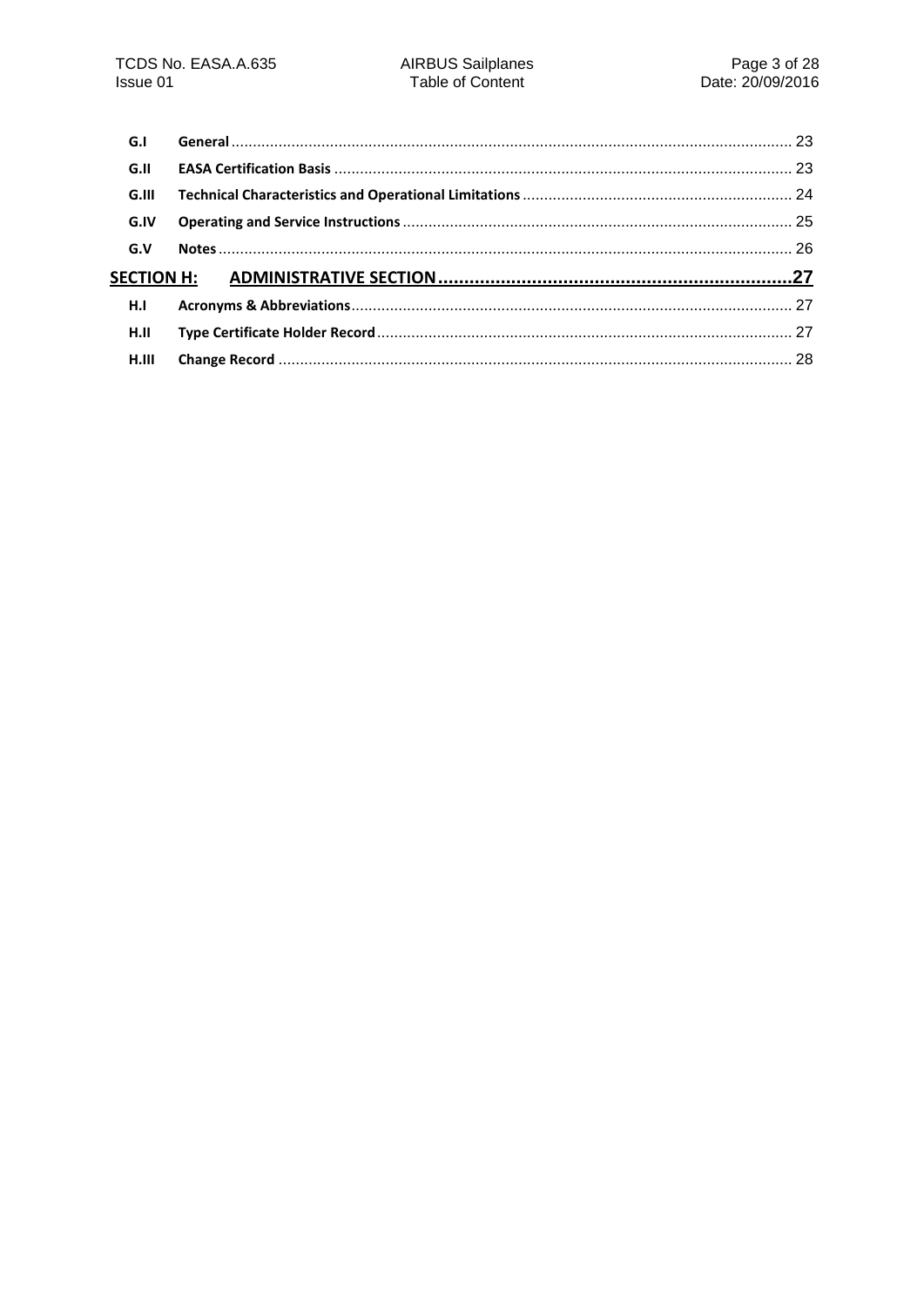| | | |
|---|---|---|
| **G.I** | **General** | 23 |
| **G.II** | **EASA Certification Basis** | 23 |
| **G.III** | **Technical Characteristics and Operational Limitations** | 24 |
| **G.IV** | **Operating and Service Instructions** | 25 |
| **G.V** | **Notes** | 26 |
| **SECTION H:** | **ADMINISTRATIVE SECTION** | **27** |
| **H.I** | **Acronyms & Abbreviations** | 27 |
| **H.II** | **Type Certificate Holder Record** | 27 |
| **H.III** | **Change Record** | 28 |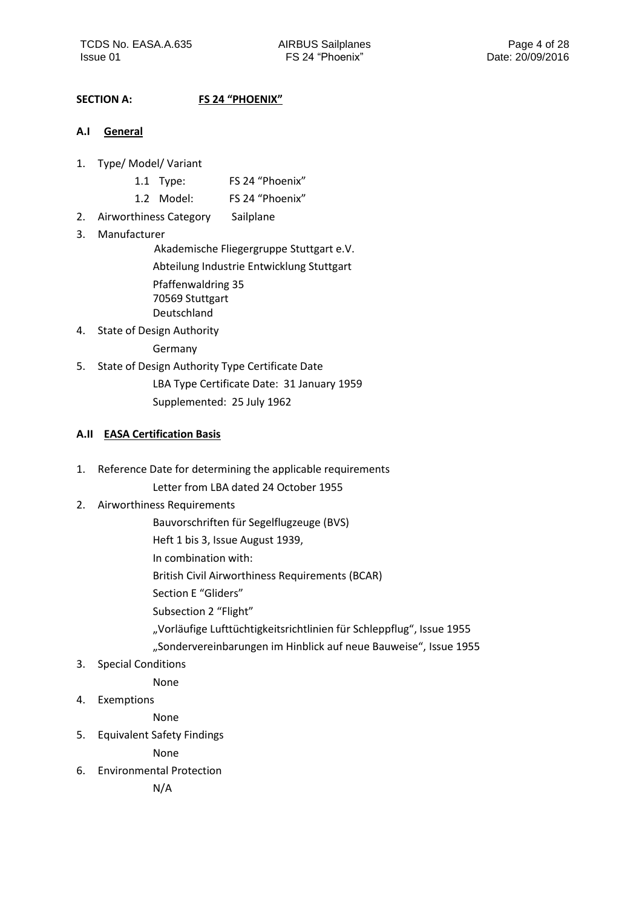## SECTION A: FS 24 "PHOENIX"

### A.I General

1. Type/ Model/ Variant
   - 1.1 Type: FS 24 "Phoenix"
   - 1.2 Model: FS 24 "Phoenix"
2. Airworthiness Category Sailplane
3. Manufacturer

   Akademische Fliegergruppe Stuttgart e.V.

   Abteilung Industrie Entwicklung Stuttgart

   Pfaffenwaldring 35  
   70569 Stuttgart  
   Deutschland
4. State of Design Authority

   Germany
5. State of Design Authority Type Certificate Date

   LBA Type Certificate Date: 31 January 1959

   Supplemented: 25 July 1962

### A.II EASA Certification Basis

1. Reference Date for determining the applicable requirements

   Letter from LBA dated 24 October 1955
2. Airworthiness Requirements

   Bauvorschriften für Segelflugzeuge (BVS)

   Heft 1 bis 3, Issue August 1939,

   In combination with:

   British Civil Airworthiness Requirements (BCAR)

   Section E "Gliders"

   Subsection 2 "Flight"

   „Vorläufige Lufttüchtigkeitsrichtlinien für Schleppflug", Issue 1955

   „Sondervereinbarungen im Hinblick auf neue Bauweise", Issue 1955
3. Special Conditions

   None
4. Exemptions

   None
5. Equivalent Safety Findings

   None
6. Environmental Protection

   N/A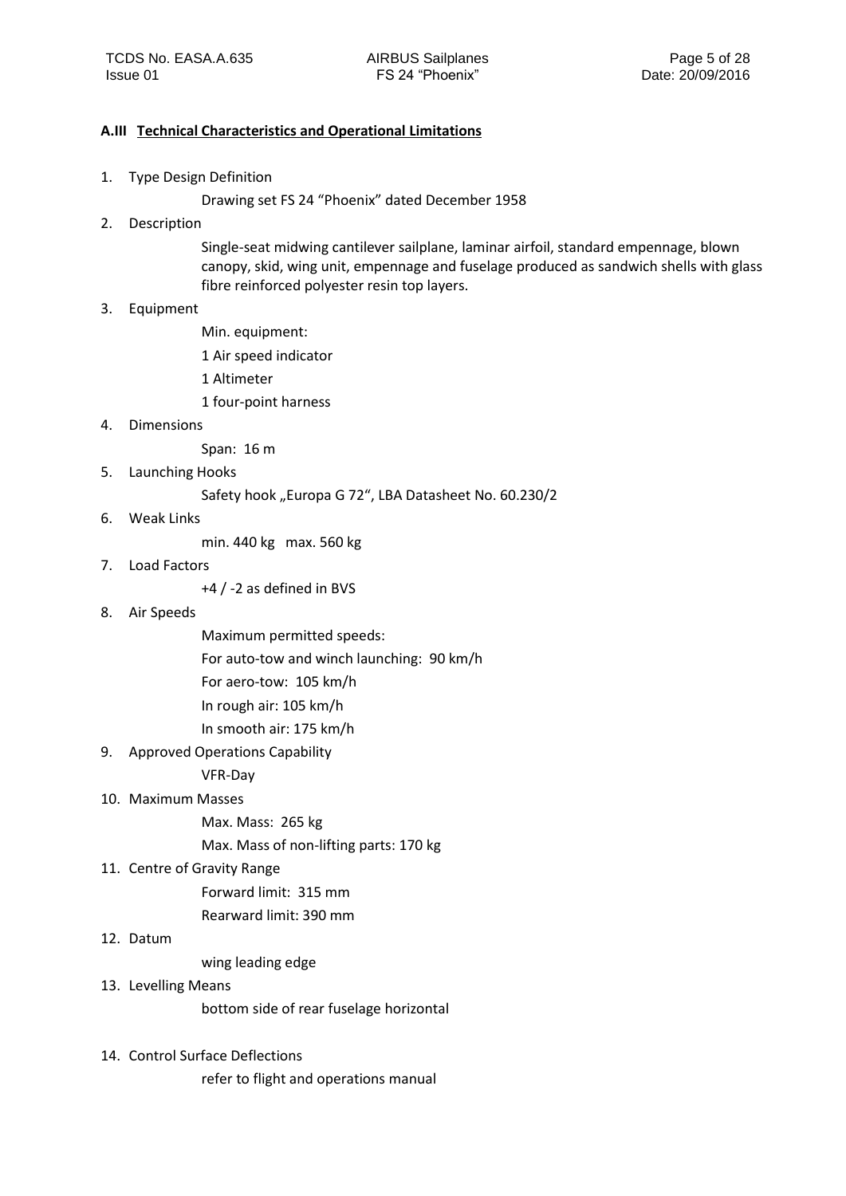### A.III Technical Characteristics and Operational Limitations

1. Type Design Definition

   Drawing set FS 24 "Phoenix" dated December 1958

2. Description

   Single-seat midwing cantilever sailplane, laminar airfoil, standard empennage, blown canopy, skid, wing unit, empennage and fuselage produced as sandwich shells with glass fibre reinforced polyester resin top layers.

3. Equipment

   Min. equipment:

   1 Air speed indicator

   1 Altimeter

   1 four-point harness

4. Dimensions

   Span: 16 m

5. Launching Hooks

   Safety hook „Europa G 72", LBA Datasheet No. 60.230/2

6. Weak Links

   min. 440 kg max. 560 kg

7. Load Factors

   +4 / -2 as defined in BVS

8. Air Speeds

   Maximum permitted speeds:

   For auto-tow and winch launching: 90 km/h

   For aero-tow: 105 km/h

   In rough air: 105 km/h

   In smooth air: 175 km/h

9. Approved Operations Capability

   VFR-Day

10. Maximum Masses

    Max. Mass: 265 kg

    Max. Mass of non-lifting parts: 170 kg

11. Centre of Gravity Range

    Forward limit: 315 mm

    Rearward limit: 390 mm

12. Datum

    wing leading edge

13. Levelling Means

    bottom side of rear fuselage horizontal

14. Control Surface Deflections

    refer to flight and operations manual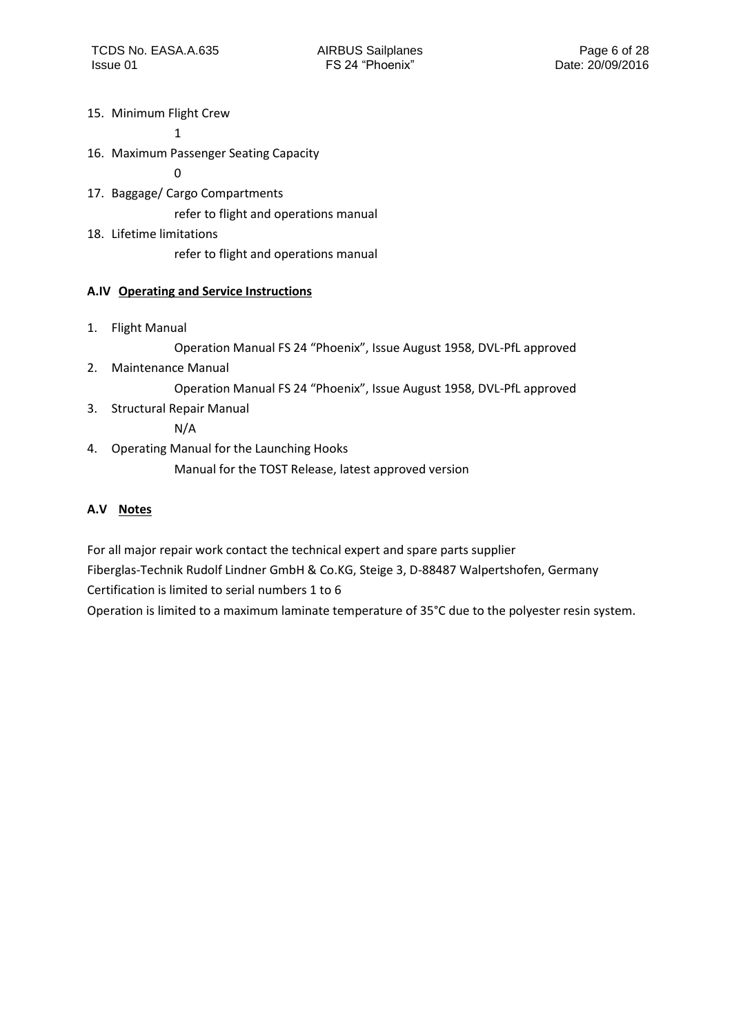15. Minimum Flight Crew

    1

16. Maximum Passenger Seating Capacity

    0

17. Baggage/ Cargo Compartments

    refer to flight and operations manual

18. Lifetime limitations

    refer to flight and operations manual

## A.IV Operating and Service Instructions

1. Flight Manual

   Operation Manual FS 24 "Phoenix", Issue August 1958, DVL-PfL approved

2. Maintenance Manual

   Operation Manual FS 24 "Phoenix", Issue August 1958, DVL-PfL approved

3. Structural Repair Manual

   N/A

4. Operating Manual for the Launching Hooks

   Manual for the TOST Release, latest approved version

## A.V Notes

For all major repair work contact the technical expert and spare parts supplier
Fiberglas-Technik Rudolf Lindner GmbH & Co.KG, Steige 3, D-88487 Walpertshofen, Germany
Certification is limited to serial numbers 1 to 6
Operation is limited to a maximum laminate temperature of 35°C due to the polyester resin system.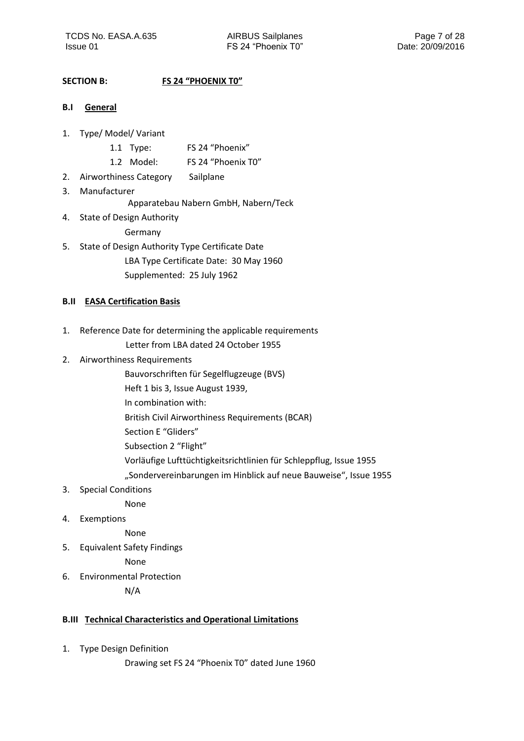## SECTION B: FS 24 "PHOENIX T0"

### B.I General

1. Type/ Model/ Variant
   - 1.1 Type: FS 24 "Phoenix"
   - 1.2 Model: FS 24 "Phoenix T0"
2. Airworthiness Category Sailplane
3. Manufacturer

   Apparatebau Nabern GmbH, Nabern/Teck
4. State of Design Authority

   Germany
5. State of Design Authority Type Certificate Date

   LBA Type Certificate Date: 30 May 1960

   Supplemented: 25 July 1962

### B.II EASA Certification Basis

1. Reference Date for determining the applicable requirements

   Letter from LBA dated 24 October 1955
2. Airworthiness Requirements

   Bauvorschriften für Segelflugzeuge (BVS)

   Heft 1 bis 3, Issue August 1939,

   In combination with:

   British Civil Airworthiness Requirements (BCAR)

   Section E "Gliders"

   Subsection 2 "Flight"

   Vorläufige Lufttüchtigkeitsrichtlinien für Schleppflug, Issue 1955

   „Sondervereinbarungen im Hinblick auf neue Bauweise", Issue 1955
3. Special Conditions

   None
4. Exemptions

   None
5. Equivalent Safety Findings

   None
6. Environmental Protection

   N/A

### B.III Technical Characteristics and Operational Limitations

1. Type Design Definition

   Drawing set FS 24 "Phoenix T0" dated June 1960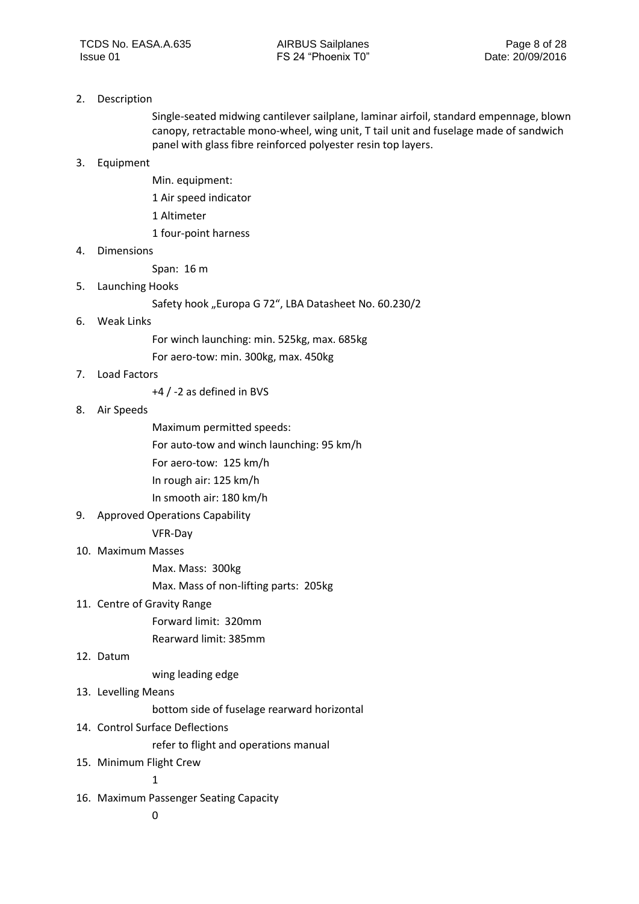2. Description

   Single-seated midwing cantilever sailplane, laminar airfoil, standard empennage, blown canopy, retractable mono-wheel, wing unit, T tail unit and fuselage made of sandwich panel with glass fibre reinforced polyester resin top layers.

3. Equipment

   Min. equipment:

   1 Air speed indicator

   1 Altimeter

   1 four-point harness

4. Dimensions

   Span: 16 m

5. Launching Hooks

   Safety hook „Europa G 72", LBA Datasheet No. 60.230/2

6. Weak Links

   For winch launching: min. 525kg, max. 685kg

   For aero-tow: min. 300kg, max. 450kg

7. Load Factors

   +4 / -2 as defined in BVS

8. Air Speeds

   Maximum permitted speeds:

   For auto-tow and winch launching: 95 km/h

   For aero-tow: 125 km/h

   In rough air: 125 km/h

   In smooth air: 180 km/h

9. Approved Operations Capability

   VFR-Day

10. Maximum Masses

    Max. Mass: 300kg

    Max. Mass of non-lifting parts: 205kg

11. Centre of Gravity Range

    Forward limit: 320mm

    Rearward limit: 385mm

12. Datum

    wing leading edge

13. Levelling Means

    bottom side of fuselage rearward horizontal

14. Control Surface Deflections

    refer to flight and operations manual

15. Minimum Flight Crew

    1

16. Maximum Passenger Seating Capacity

    0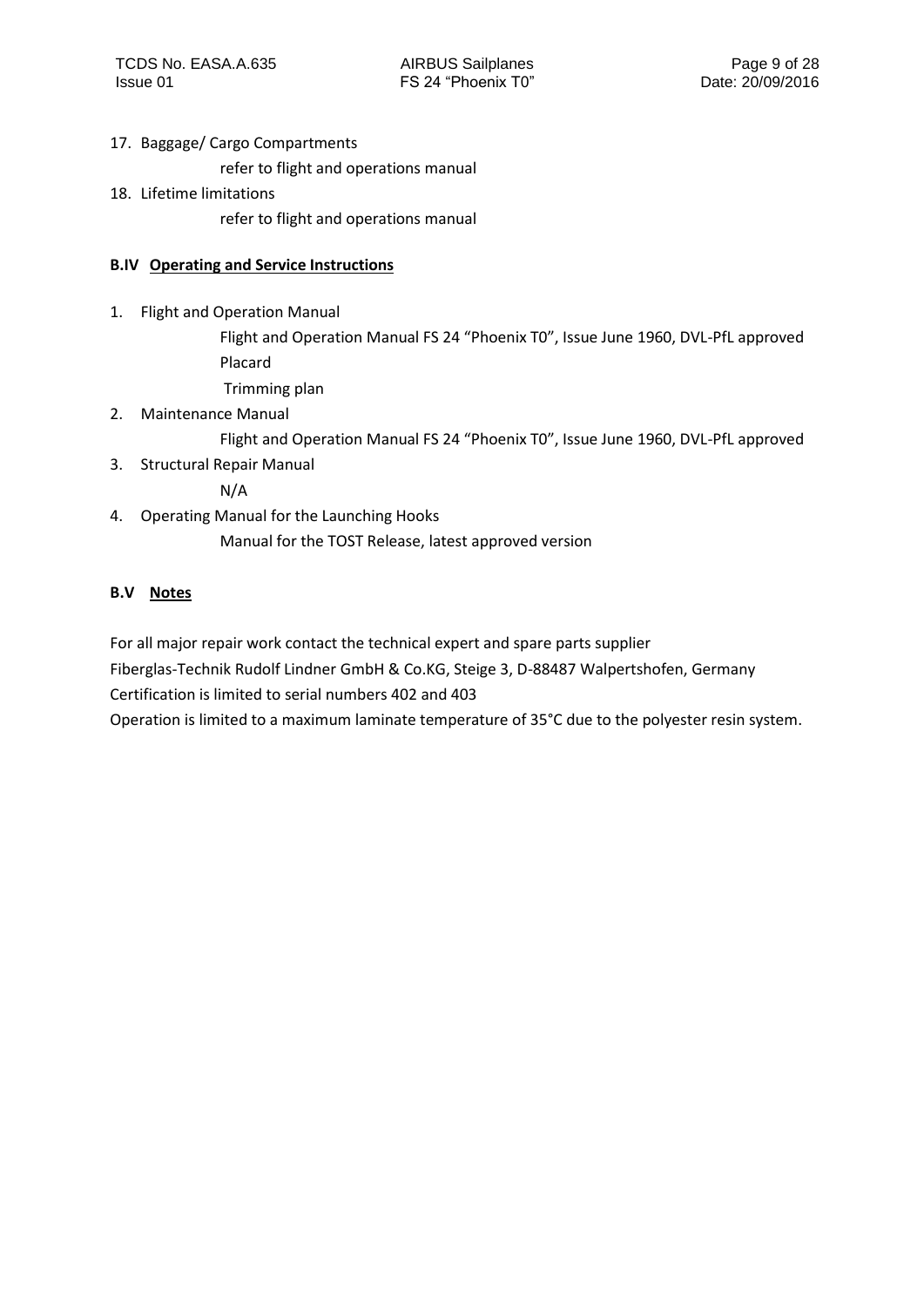17. Baggage/ Cargo Compartments

    refer to flight and operations manual

18. Lifetime limitations

    refer to flight and operations manual

### B.IV Operating and Service Instructions

1. Flight and Operation Manual

   Flight and Operation Manual FS 24 "Phoenix T0", Issue June 1960, DVL-PfL approved

   Placard

   Trimming plan

2. Maintenance Manual

   Flight and Operation Manual FS 24 "Phoenix T0", Issue June 1960, DVL-PfL approved

3. Structural Repair Manual

   N/A

4. Operating Manual for the Launching Hooks

   Manual for the TOST Release, latest approved version

### B.V Notes

For all major repair work contact the technical expert and spare parts supplier

Fiberglas-Technik Rudolf Lindner GmbH & Co.KG, Steige 3, D-88487 Walpertshofen, Germany

Certification is limited to serial numbers 402 and 403

Operation is limited to a maximum laminate temperature of 35°C due to the polyester resin system.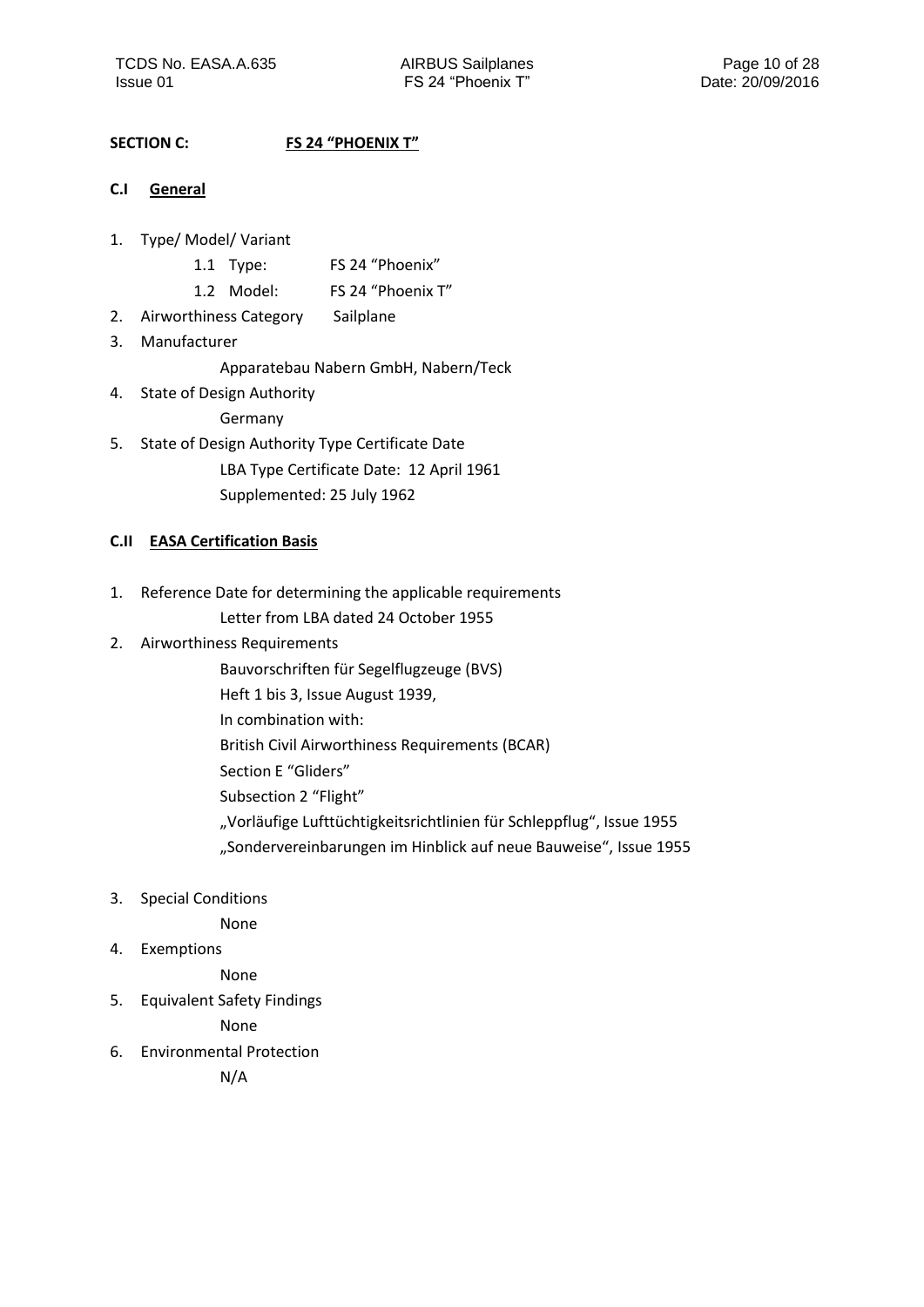## SECTION C: FS 24 "PHOENIX T"

### C.I General

1. Type/ Model/ Variant
   - 1.1 Type: FS 24 "Phoenix"
   - 1.2 Model: FS 24 "Phoenix T"
2. Airworthiness Category Sailplane
3. Manufacturer

   Apparatebau Nabern GmbH, Nabern/Teck
4. State of Design Authority

   Germany
5. State of Design Authority Type Certificate Date

   LBA Type Certificate Date: 12 April 1961

   Supplemented: 25 July 1962

### C.II EASA Certification Basis

1. Reference Date for determining the applicable requirements

   Letter from LBA dated 24 October 1955
2. Airworthiness Requirements

   Bauvorschriften für Segelflugzeuge (BVS)

   Heft 1 bis 3, Issue August 1939,

   In combination with:

   British Civil Airworthiness Requirements (BCAR)

   Section E "Gliders"

   Subsection 2 "Flight"

   „Vorläufige Lufttüchtigkeitsrichtlinien für Schleppflug", Issue 1955

   „Sondervereinbarungen im Hinblick auf neue Bauweise", Issue 1955

3. Special Conditions

   None
4. Exemptions

   None
5. Equivalent Safety Findings

   None
6. Environmental Protection

   N/A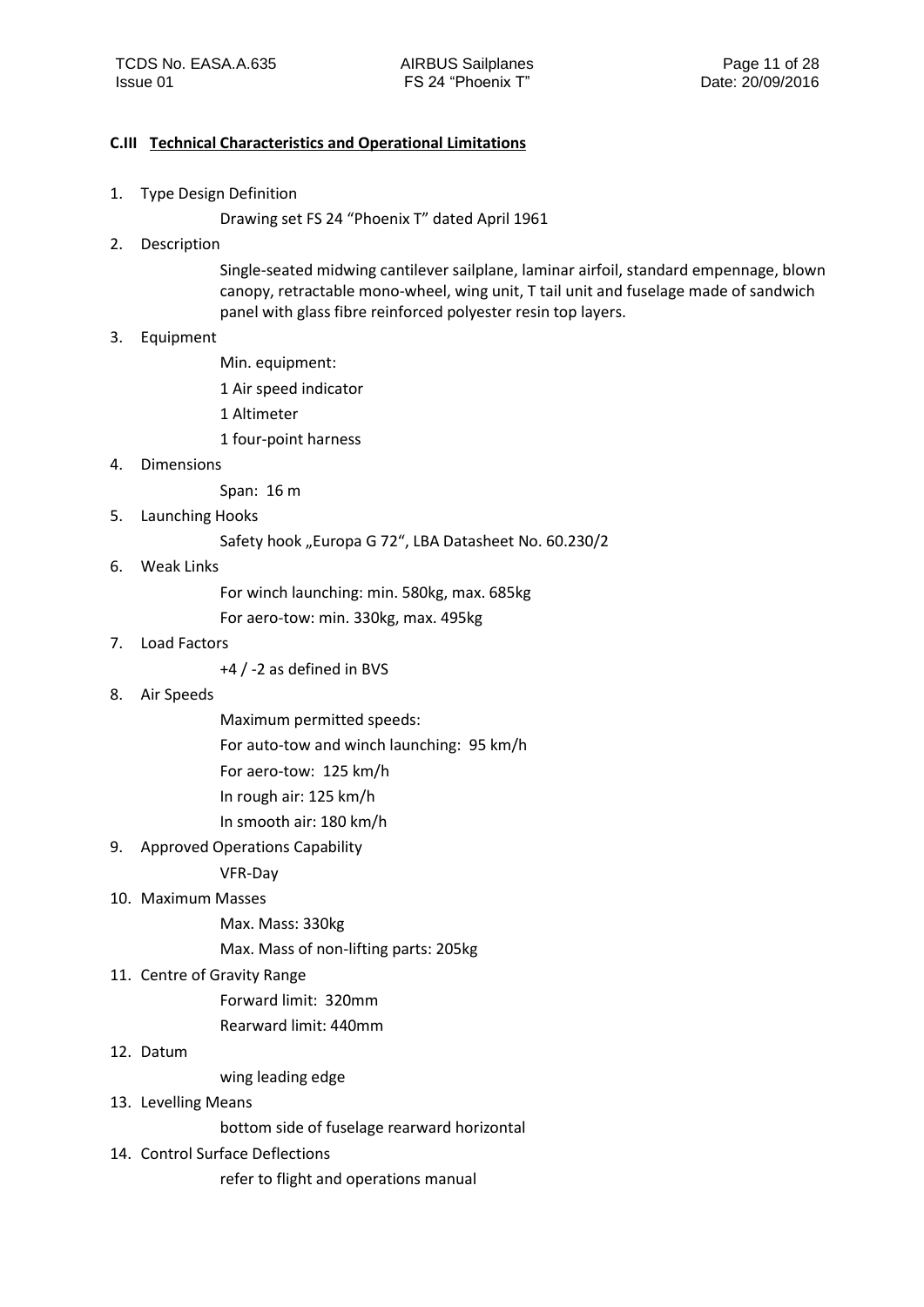## C.III Technical Characteristics and Operational Limitations

1. Type Design Definition

   Drawing set FS 24 "Phoenix T" dated April 1961

2. Description

   Single-seated midwing cantilever sailplane, laminar airfoil, standard empennage, blown canopy, retractable mono-wheel, wing unit, T tail unit and fuselage made of sandwich panel with glass fibre reinforced polyester resin top layers.

3. Equipment

   Min. equipment:

   1 Air speed indicator

   1 Altimeter

   1 four-point harness

4. Dimensions

   Span: 16 m

5. Launching Hooks

   Safety hook „Europa G 72", LBA Datasheet No. 60.230/2

6. Weak Links

   For winch launching: min. 580kg, max. 685kg

   For aero-tow: min. 330kg, max. 495kg

7. Load Factors

   +4 / -2 as defined in BVS

8. Air Speeds

   Maximum permitted speeds:

   For auto-tow and winch launching: 95 km/h

   For aero-tow: 125 km/h

   In rough air: 125 km/h

   In smooth air: 180 km/h

9. Approved Operations Capability

   VFR-Day

10. Maximum Masses

    Max. Mass: 330kg

    Max. Mass of non-lifting parts: 205kg

11. Centre of Gravity Range

    Forward limit: 320mm

    Rearward limit: 440mm

12. Datum

    wing leading edge

13. Levelling Means

    bottom side of fuselage rearward horizontal

14. Control Surface Deflections

    refer to flight and operations manual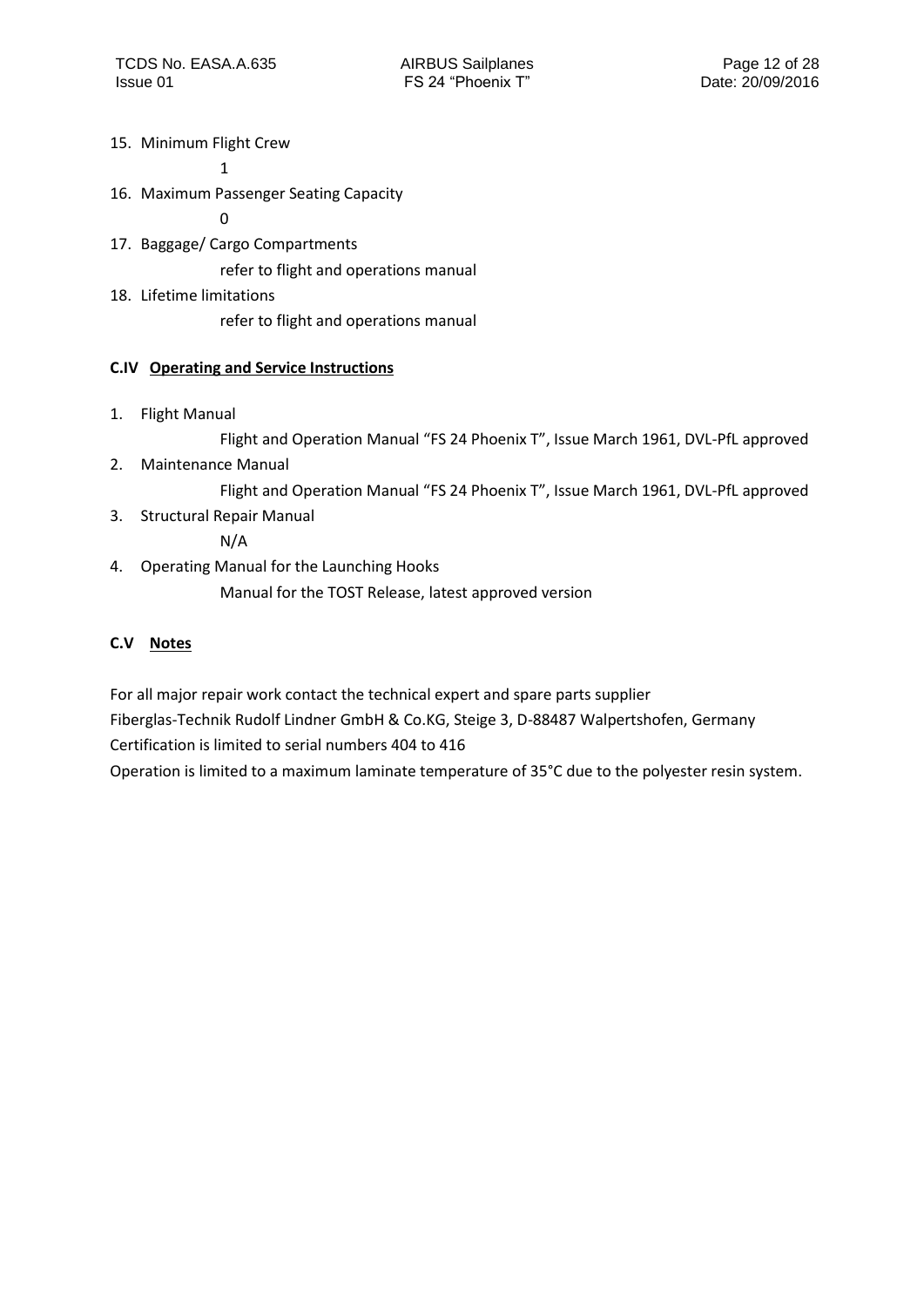15. Minimum Flight Crew

    1

16. Maximum Passenger Seating Capacity

    0

17. Baggage/ Cargo Compartments

    refer to flight and operations manual

18. Lifetime limitations

    refer to flight and operations manual

## C.IV Operating and Service Instructions

1. Flight Manual

   Flight and Operation Manual "FS 24 Phoenix T", Issue March 1961, DVL-PfL approved

2. Maintenance Manual

   Flight and Operation Manual "FS 24 Phoenix T", Issue March 1961, DVL-PfL approved

3. Structural Repair Manual

   N/A

4. Operating Manual for the Launching Hooks

   Manual for the TOST Release, latest approved version

## C.V Notes

For all major repair work contact the technical expert and spare parts supplier
Fiberglas-Technik Rudolf Lindner GmbH & Co.KG, Steige 3, D-88487 Walpertshofen, Germany
Certification is limited to serial numbers 404 to 416
Operation is limited to a maximum laminate temperature of 35°C due to the polyester resin system.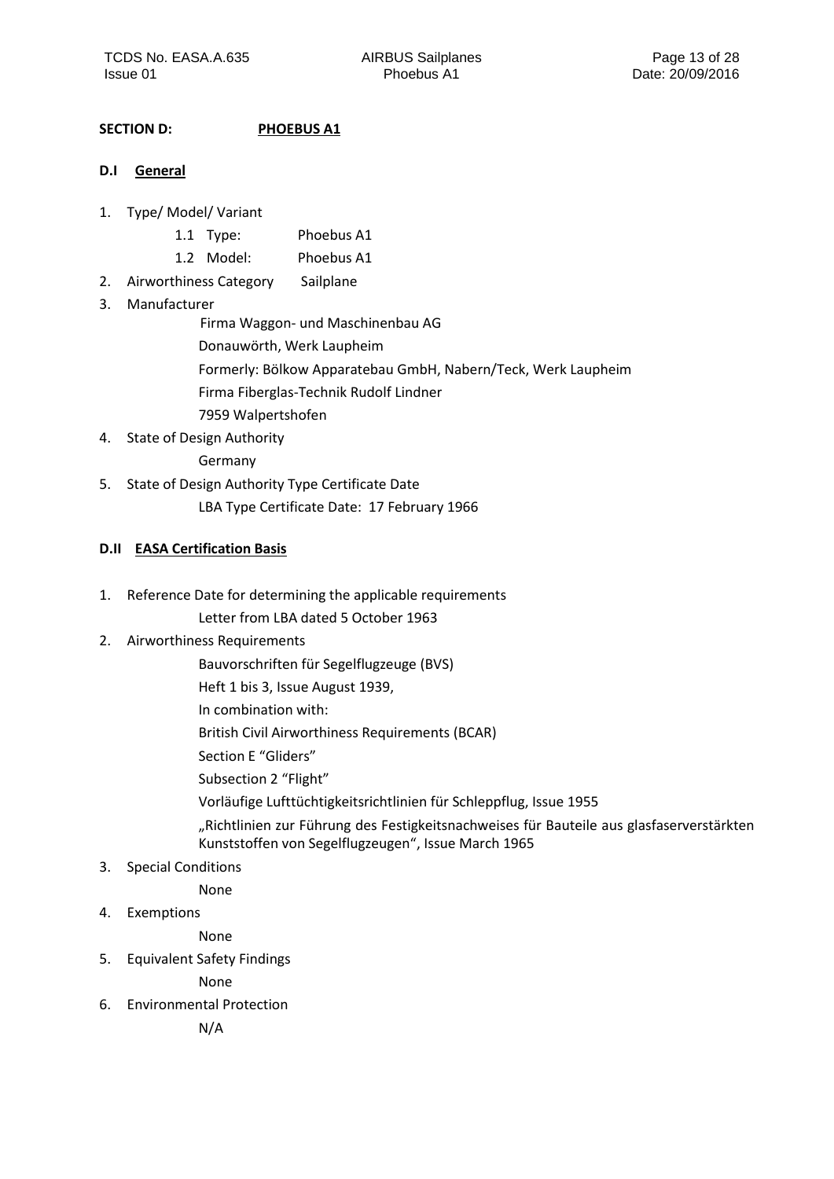## SECTION D: PHOEBUS A1

### D.I General

1. Type/ Model/ Variant
   - 1.1 Type: Phoebus A1
   - 1.2 Model: Phoebus A1
2. Airworthiness Category Sailplane
3. Manufacturer

   Firma Waggon- und Maschinenbau AG

   Donauwörth, Werk Laupheim

   Formerly: Bölkow Apparatebau GmbH, Nabern/Teck, Werk Laupheim

   Firma Fiberglas-Technik Rudolf Lindner

   7959 Walpertshofen
4. State of Design Authority

   Germany
5. State of Design Authority Type Certificate Date

   LBA Type Certificate Date: 17 February 1966

### D.II EASA Certification Basis

1. Reference Date for determining the applicable requirements

   Letter from LBA dated 5 October 1963
2. Airworthiness Requirements

   Bauvorschriften für Segelflugzeuge (BVS)

   Heft 1 bis 3, Issue August 1939,

   In combination with:

   British Civil Airworthiness Requirements (BCAR)

   Section E "Gliders"

   Subsection 2 "Flight"

   Vorläufige Lufttüchtigkeitsrichtlinien für Schleppflug, Issue 1955

   „Richtlinien zur Führung des Festigkeitsnachweises für Bauteile aus glasfaserverstärkten Kunststoffen von Segelflugzeugen", Issue March 1965
3. Special Conditions

   None
4. Exemptions

   None
5. Equivalent Safety Findings

   None
6. Environmental Protection

   N/A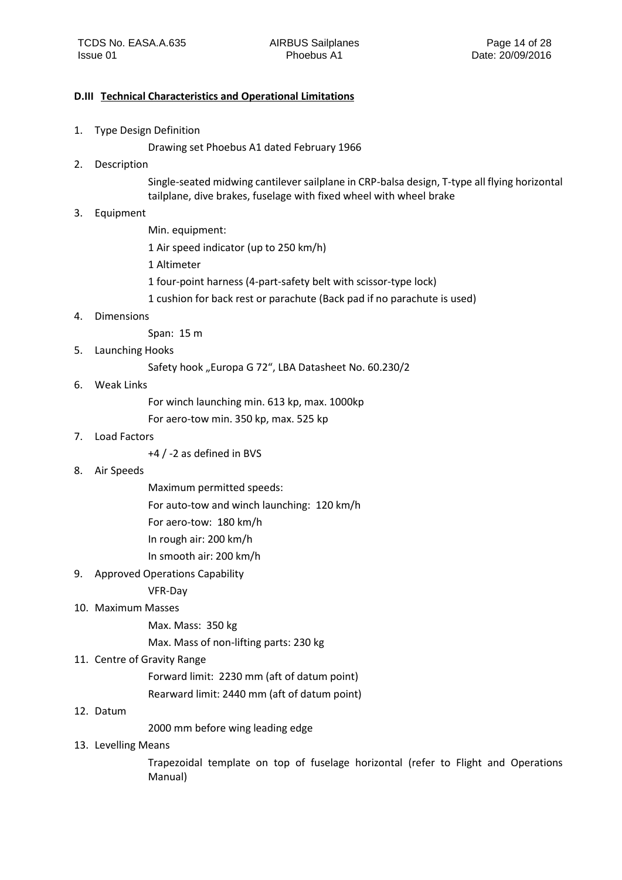## D.III Technical Characteristics and Operational Limitations

1. Type Design Definition

   Drawing set Phoebus A1 dated February 1966

2. Description

   Single-seated midwing cantilever sailplane in CRP-balsa design, T-type all flying horizontal tailplane, dive brakes, fuselage with fixed wheel with wheel brake

3. Equipment

   Min. equipment:

   1 Air speed indicator (up to 250 km/h)

   1 Altimeter

   1 four-point harness (4-part-safety belt with scissor-type lock)

   1 cushion for back rest or parachute (Back pad if no parachute is used)

4. Dimensions

   Span: 15 m

5. Launching Hooks

   Safety hook „Europa G 72", LBA Datasheet No. 60.230/2

6. Weak Links

   For winch launching min. 613 kp, max. 1000kp

   For aero-tow min. 350 kp, max. 525 kp

7. Load Factors

   +4 / -2 as defined in BVS

8. Air Speeds

   Maximum permitted speeds:

   For auto-tow and winch launching: 120 km/h

   For aero-tow: 180 km/h

   In rough air: 200 km/h

   In smooth air: 200 km/h

9. Approved Operations Capability

   VFR-Day

10. Maximum Masses

    Max. Mass: 350 kg

    Max. Mass of non-lifting parts: 230 kg

11. Centre of Gravity Range

    Forward limit: 2230 mm (aft of datum point)

    Rearward limit: 2440 mm (aft of datum point)

12. Datum

    2000 mm before wing leading edge

13. Levelling Means

    Trapezoidal template on top of fuselage horizontal (refer to Flight and Operations Manual)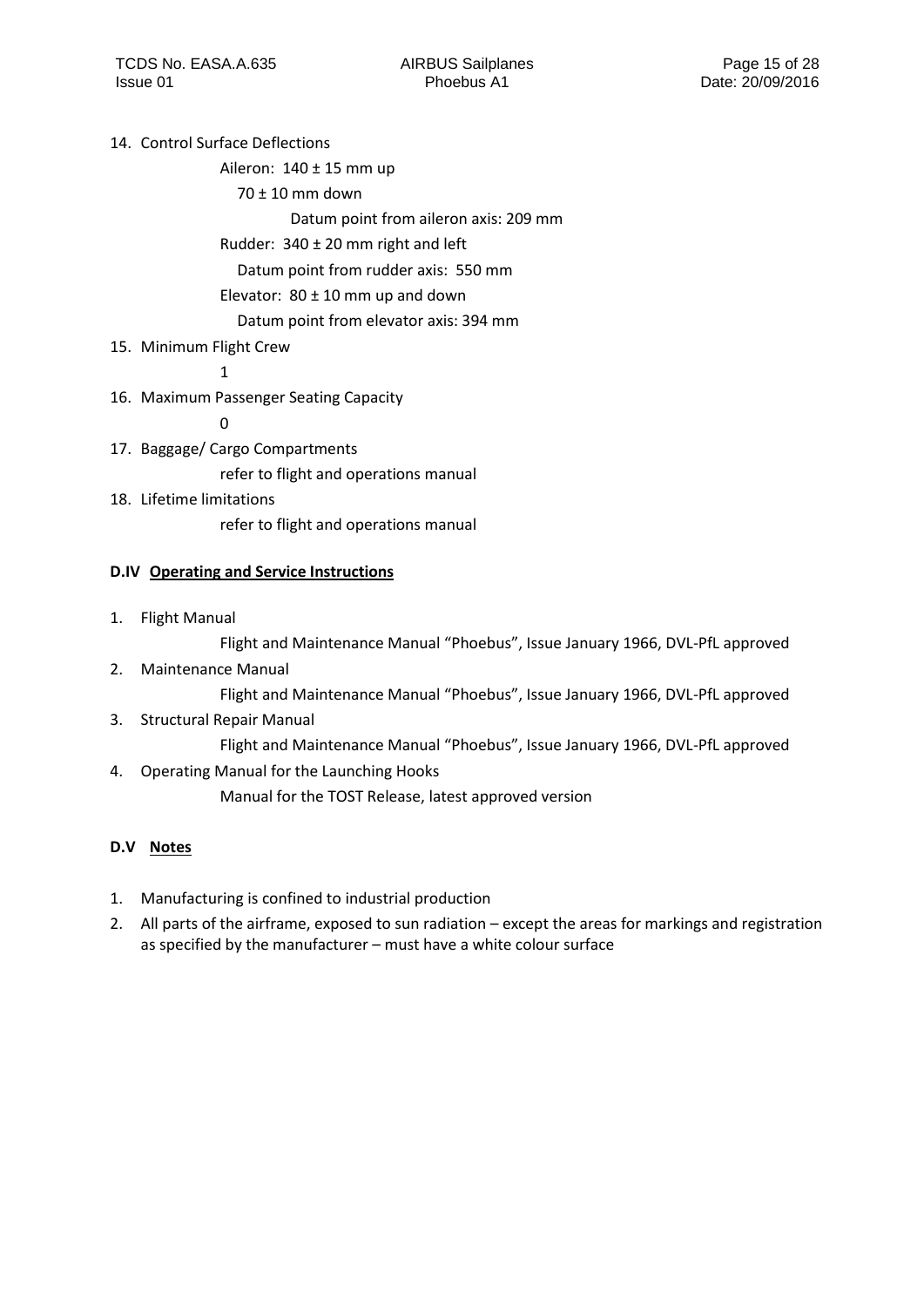14. Control Surface Deflections

    Aileron: 140 ± 15 mm up

    70 ± 10 mm down

    Datum point from aileron axis: 209 mm

    Rudder: 340 ± 20 mm right and left

    Datum point from rudder axis: 550 mm

    Elevator: 80 ± 10 mm up and down

    Datum point from elevator axis: 394 mm

15. Minimum Flight Crew

    1

16. Maximum Passenger Seating Capacity

    0

17. Baggage/ Cargo Compartments

    refer to flight and operations manual

18. Lifetime limitations

    refer to flight and operations manual

**D.IV Operating and Service Instructions**

1. Flight Manual

   Flight and Maintenance Manual "Phoebus", Issue January 1966, DVL-PfL approved

2. Maintenance Manual

   Flight and Maintenance Manual "Phoebus", Issue January 1966, DVL-PfL approved

3. Structural Repair Manual

   Flight and Maintenance Manual "Phoebus", Issue January 1966, DVL-PfL approved

4. Operating Manual for the Launching Hooks

   Manual for the TOST Release, latest approved version

**D.V Notes**

1. Manufacturing is confined to industrial production
2. All parts of the airframe, exposed to sun radiation – except the areas for markings and registration as specified by the manufacturer – must have a white colour surface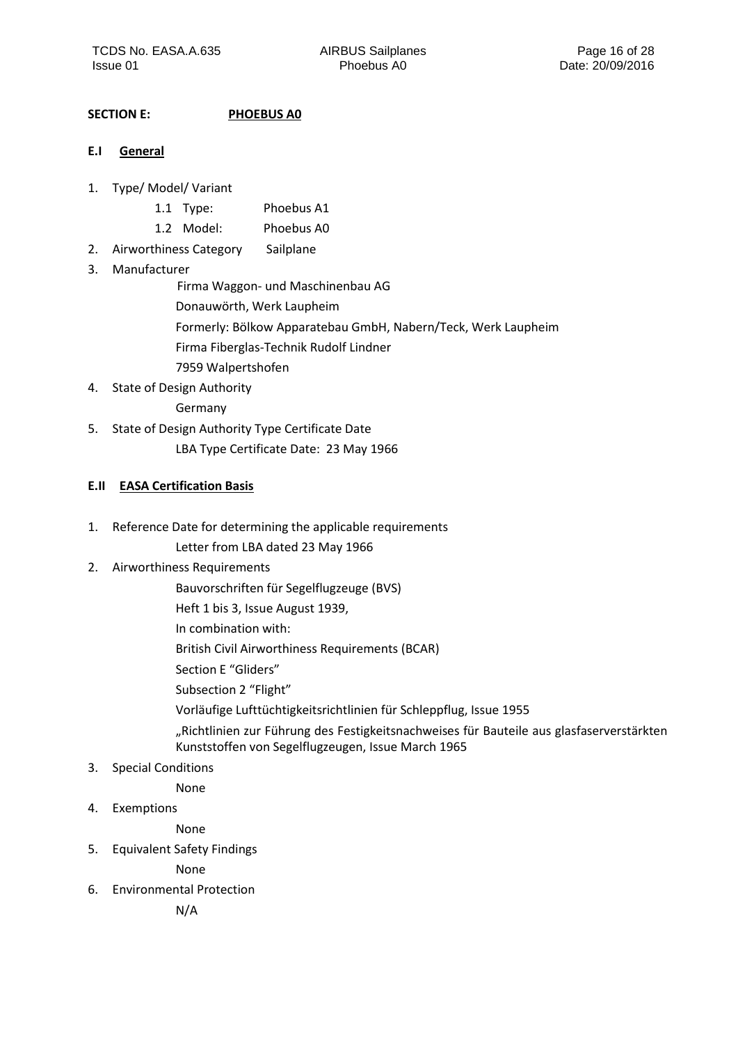**SECTION E: PHOEBUS A0**

## E.I General

1. Type/ Model/ Variant
   - 1.1 Type: Phoebus A1
   - 1.2 Model: Phoebus A0
2. Airworthiness Category Sailplane
3. Manufacturer

   Firma Waggon- und Maschinenbau AG
   Donauwörth, Werk Laupheim
   Formerly: Bölkow Apparatebau GmbH, Nabern/Teck, Werk Laupheim
   Firma Fiberglas-Technik Rudolf Lindner
   7959 Walpertshofen
4. State of Design Authority

   Germany
5. State of Design Authority Type Certificate Date

   LBA Type Certificate Date: 23 May 1966

## E.II EASA Certification Basis

1. Reference Date for determining the applicable requirements

   Letter from LBA dated 23 May 1966
2. Airworthiness Requirements

   Bauvorschriften für Segelflugzeuge (BVS)
   Heft 1 bis 3, Issue August 1939,
   In combination with:
   British Civil Airworthiness Requirements (BCAR)
   Section E "Gliders"
   Subsection 2 "Flight"
   Vorläufige Lufttüchtigkeitsrichtlinien für Schleppflug, Issue 1955
   „Richtlinien zur Führung des Festigkeitsnachweises für Bauteile aus glasfaserverstärkten Kunststoffen von Segelflugzeugen, Issue March 1965
3. Special Conditions

   None
4. Exemptions

   None
5. Equivalent Safety Findings

   None
6. Environmental Protection

   N/A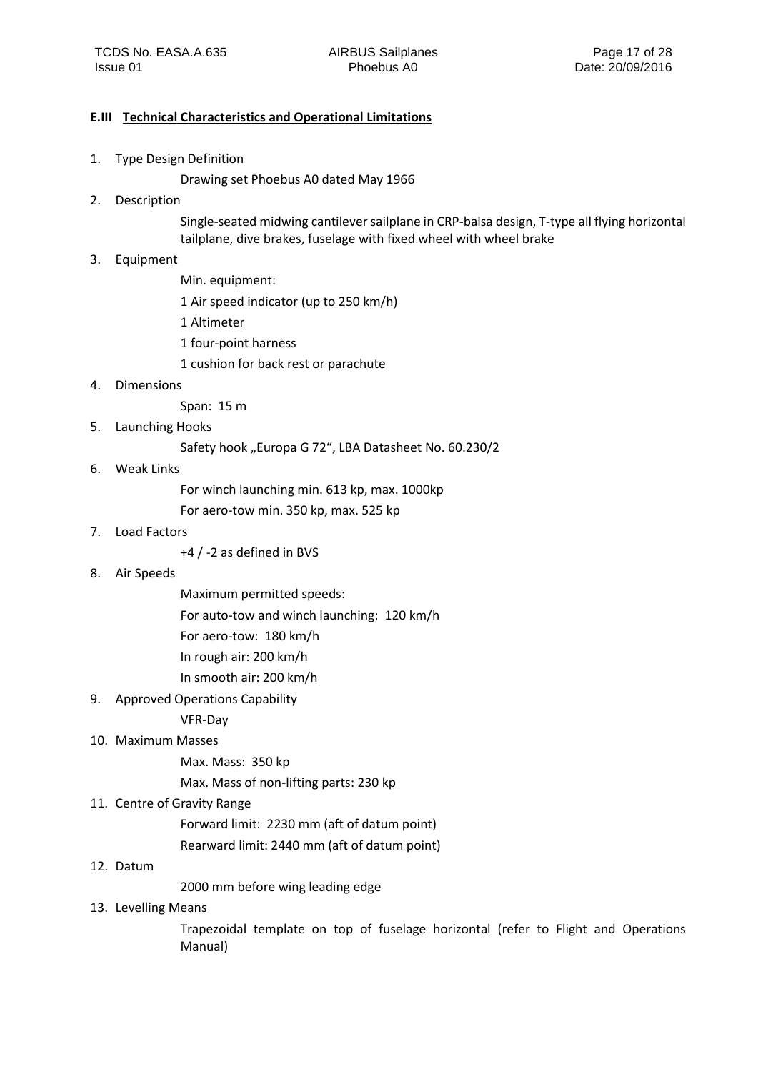## E.III Technical Characteristics and Operational Limitations

1. Type Design Definition

   Drawing set Phoebus A0 dated May 1966

2. Description

   Single-seated midwing cantilever sailplane in CRP-balsa design, T-type all flying horizontal tailplane, dive brakes, fuselage with fixed wheel with wheel brake

3. Equipment

   Min. equipment:

   1 Air speed indicator (up to 250 km/h)

   1 Altimeter

   1 four-point harness

   1 cushion for back rest or parachute

4. Dimensions

   Span: 15 m

5. Launching Hooks

   Safety hook „Europa G 72“, LBA Datasheet No. 60.230/2

6. Weak Links

   For winch launching min. 613 kp, max. 1000kp

   For aero-tow min. 350 kp, max. 525 kp

7. Load Factors

   +4 / -2 as defined in BVS

8. Air Speeds

   Maximum permitted speeds:

   For auto-tow and winch launching: 120 km/h

   For aero-tow: 180 km/h

   In rough air: 200 km/h

   In smooth air: 200 km/h

9. Approved Operations Capability

   VFR-Day

10. Maximum Masses

    Max. Mass: 350 kp

    Max. Mass of non-lifting parts: 230 kp

11. Centre of Gravity Range

    Forward limit: 2230 mm (aft of datum point)

    Rearward limit: 2440 mm (aft of datum point)

12. Datum

    2000 mm before wing leading edge

13. Levelling Means

    Trapezoidal template on top of fuselage horizontal (refer to Flight and Operations Manual)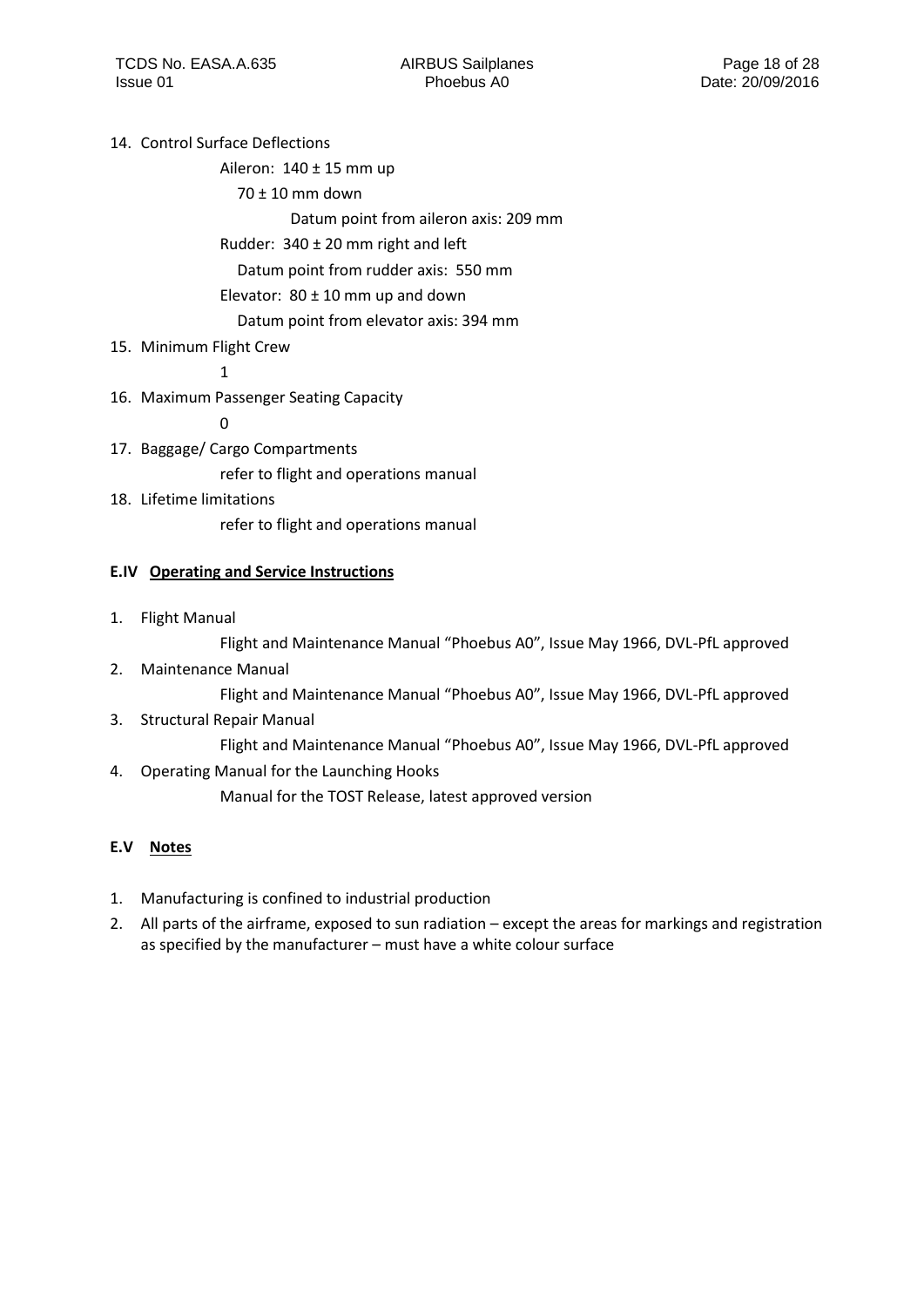14. Control Surface Deflections

    Aileron: 140 ± 15 mm up

    70 ± 10 mm down

    Datum point from aileron axis: 209 mm

    Rudder: 340 ± 20 mm right and left

    Datum point from rudder axis: 550 mm

    Elevator: 80 ± 10 mm up and down

    Datum point from elevator axis: 394 mm

15. Minimum Flight Crew

    1

16. Maximum Passenger Seating Capacity

    0

17. Baggage/ Cargo Compartments

    refer to flight and operations manual

18. Lifetime limitations

    refer to flight and operations manual

### E.IV <u>Operating and Service Instructions</u>

1. Flight Manual

   Flight and Maintenance Manual "Phoebus A0", Issue May 1966, DVL-PfL approved

2. Maintenance Manual

   Flight and Maintenance Manual "Phoebus A0", Issue May 1966, DVL-PfL approved

3. Structural Repair Manual

   Flight and Maintenance Manual "Phoebus A0", Issue May 1966, DVL-PfL approved

4. Operating Manual for the Launching Hooks

   Manual for the TOST Release, latest approved version

### E.V <u>Notes</u>

1. Manufacturing is confined to industrial production
2. All parts of the airframe, exposed to sun radiation – except the areas for markings and registration as specified by the manufacturer – must have a white colour surface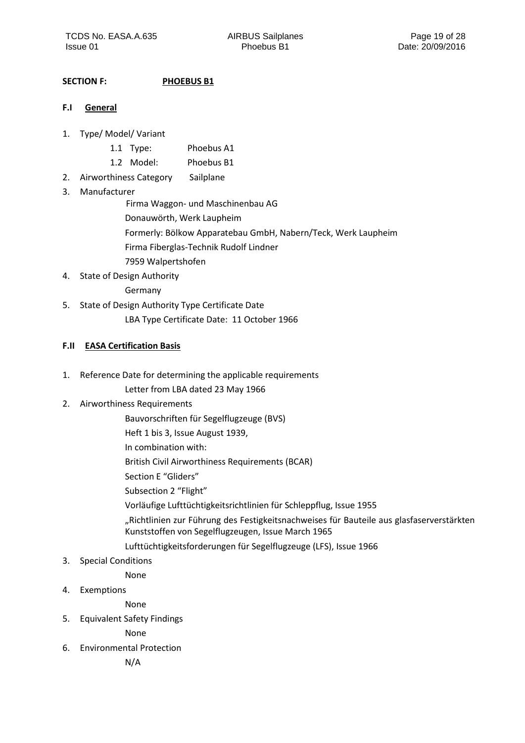## SECTION F: PHOEBUS B1

### F.I General

1. Type/ Model/ Variant
   - 1.1 Type: Phoebus A1
   - 1.2 Model: Phoebus B1
2. Airworthiness Category Sailplane
3. Manufacturer

   Firma Waggon- und Maschinenbau AG

   Donauwörth, Werk Laupheim

   Formerly: Bölkow Apparatebau GmbH, Nabern/Teck, Werk Laupheim

   Firma Fiberglas-Technik Rudolf Lindner

   7959 Walpertshofen
4. State of Design Authority

   Germany
5. State of Design Authority Type Certificate Date

   LBA Type Certificate Date: 11 October 1966

### F.II EASA Certification Basis

1. Reference Date for determining the applicable requirements

   Letter from LBA dated 23 May 1966
2. Airworthiness Requirements

   Bauvorschriften für Segelflugzeuge (BVS)

   Heft 1 bis 3, Issue August 1939,

   In combination with:

   British Civil Airworthiness Requirements (BCAR)

   Section E "Gliders"

   Subsection 2 "Flight"

   Vorläufige Lufttüchtigkeitsrichtlinien für Schleppflug, Issue 1955

   „Richtlinien zur Führung des Festigkeitsnachweises für Bauteile aus glasfaserverstärkten Kunststoffen von Segelflugzeugen, Issue March 1965

   Lufttüchtigkeitsforderungen für Segelflugzeuge (LFS), Issue 1966
3. Special Conditions

   None
4. Exemptions

   None
5. Equivalent Safety Findings

   None
6. Environmental Protection

   N/A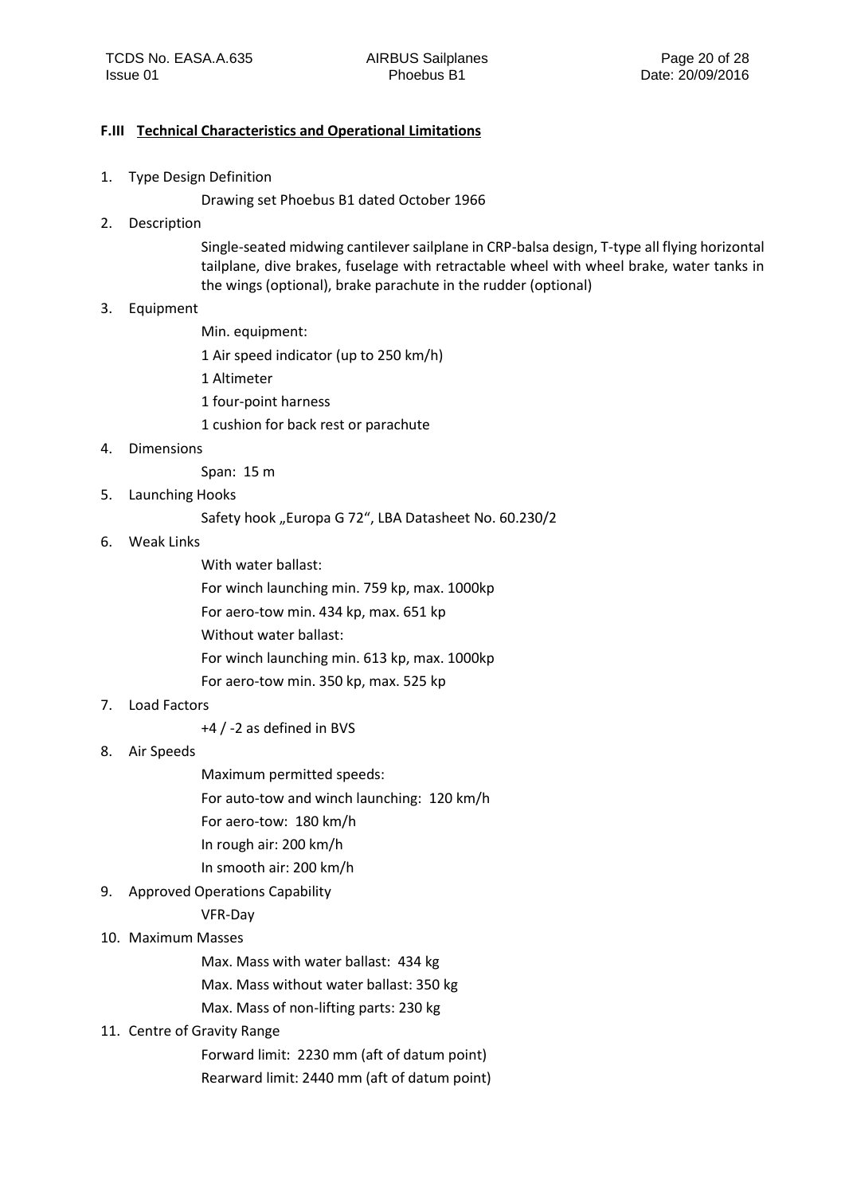## F.III Technical Characteristics and Operational Limitations

1. Type Design Definition

   Drawing set Phoebus B1 dated October 1966

2. Description

   Single-seated midwing cantilever sailplane in CRP-balsa design, T-type all flying horizontal tailplane, dive brakes, fuselage with retractable wheel with wheel brake, water tanks in the wings (optional), brake parachute in the rudder (optional)

3. Equipment

   Min. equipment:

   1 Air speed indicator (up to 250 km/h)

   1 Altimeter

   1 four-point harness

   1 cushion for back rest or parachute

4. Dimensions

   Span: 15 m

5. Launching Hooks

   Safety hook „Europa G 72", LBA Datasheet No. 60.230/2

6. Weak Links

   With water ballast:

   For winch launching min. 759 kp, max. 1000kp

   For aero-tow min. 434 kp, max. 651 kp

   Without water ballast:

   For winch launching min. 613 kp, max. 1000kp

   For aero-tow min. 350 kp, max. 525 kp

7. Load Factors

   +4 / -2 as defined in BVS

8. Air Speeds

   Maximum permitted speeds:

   For auto-tow and winch launching: 120 km/h

   For aero-tow: 180 km/h

   In rough air: 200 km/h

   In smooth air: 200 km/h

9. Approved Operations Capability

   VFR-Day

10. Maximum Masses

    Max. Mass with water ballast: 434 kg

    Max. Mass without water ballast: 350 kg

    Max. Mass of non-lifting parts: 230 kg

11. Centre of Gravity Range

    Forward limit: 2230 mm (aft of datum point)

    Rearward limit: 2440 mm (aft of datum point)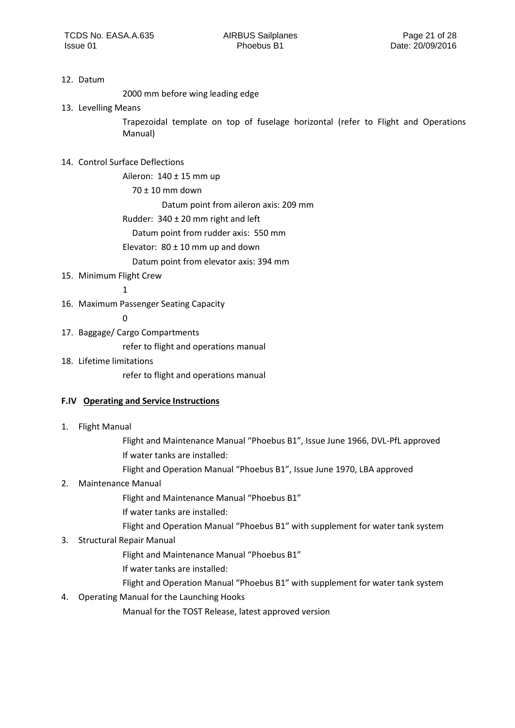12. Datum

    2000 mm before wing leading edge

13. Levelling Means

    Trapezoidal template on top of fuselage horizontal (refer to Flight and Operations Manual)

14. Control Surface Deflections

    Aileron: 140 ± 15 mm up

    70 ± 10 mm down

    Datum point from aileron axis: 209 mm

    Rudder: 340 ± 20 mm right and left

    Datum point from rudder axis: 550 mm

    Elevator: 80 ± 10 mm up and down

    Datum point from elevator axis: 394 mm

15. Minimum Flight Crew

    1

16. Maximum Passenger Seating Capacity

    0

17. Baggage/ Cargo Compartments

    refer to flight and operations manual

18. Lifetime limitations

    refer to flight and operations manual

### F.IV Operating and Service Instructions

1. Flight Manual

   Flight and Maintenance Manual "Phoebus B1", Issue June 1966, DVL-PfL approved

   If water tanks are installed:

   Flight and Operation Manual "Phoebus B1", Issue June 1970, LBA approved

2. Maintenance Manual

   Flight and Maintenance Manual "Phoebus B1"

   If water tanks are installed:

   Flight and Operation Manual "Phoebus B1" with supplement for water tank system

3. Structural Repair Manual

   Flight and Maintenance Manual "Phoebus B1"

   If water tanks are installed:

   Flight and Operation Manual "Phoebus B1" with supplement for water tank system

4. Operating Manual for the Launching Hooks

   Manual for the TOST Release, latest approved version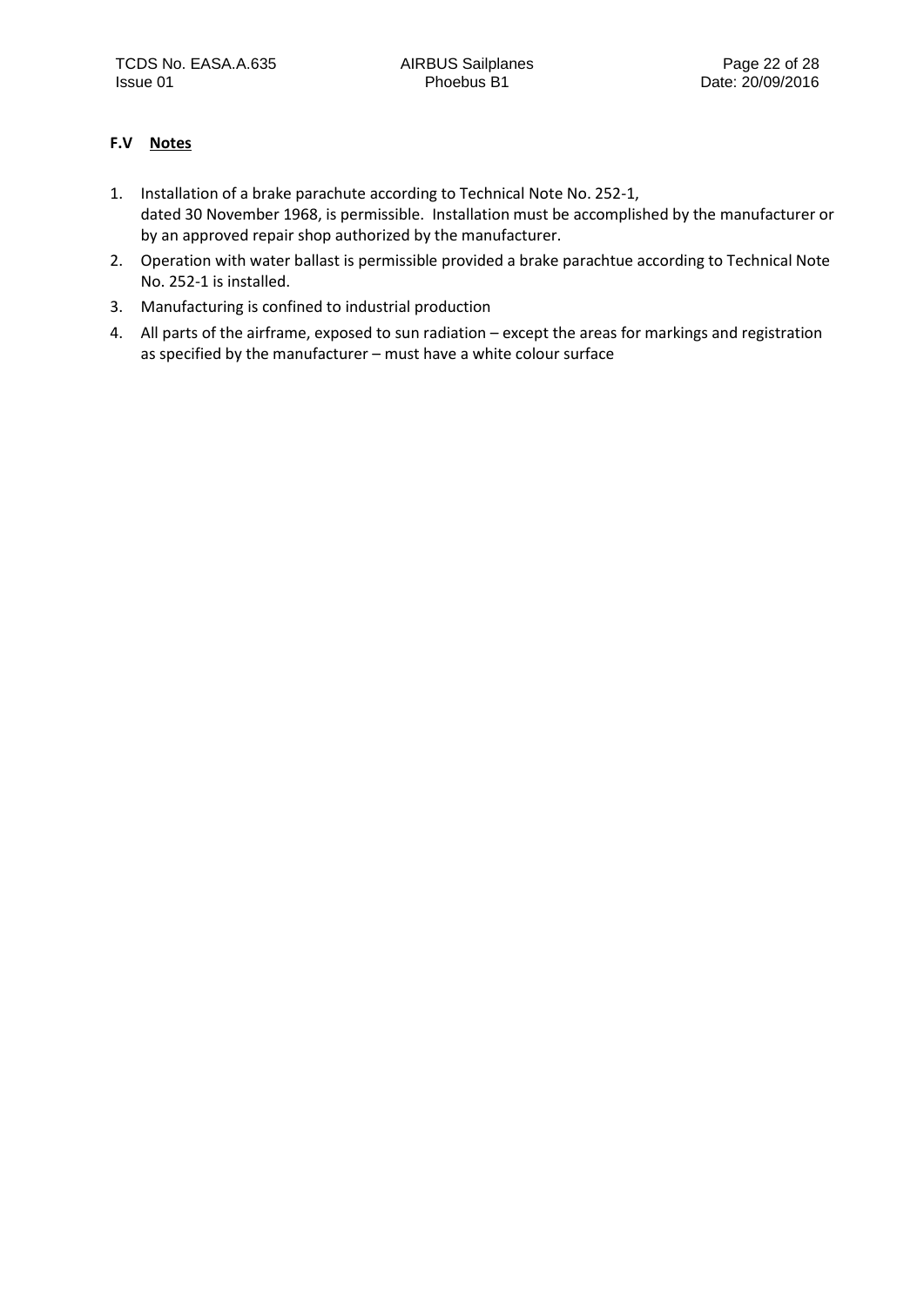## F.V Notes

1. Installation of a brake parachute according to Technical Note No. 252-1, dated 30 November 1968, is permissible. Installation must be accomplished by the manufacturer or by an approved repair shop authorized by the manufacturer.
2. Operation with water ballast is permissible provided a brake parachtue according to Technical Note No. 252-1 is installed.
3. Manufacturing is confined to industrial production
4. All parts of the airframe, exposed to sun radiation – except the areas for markings and registration as specified by the manufacturer – must have a white colour surface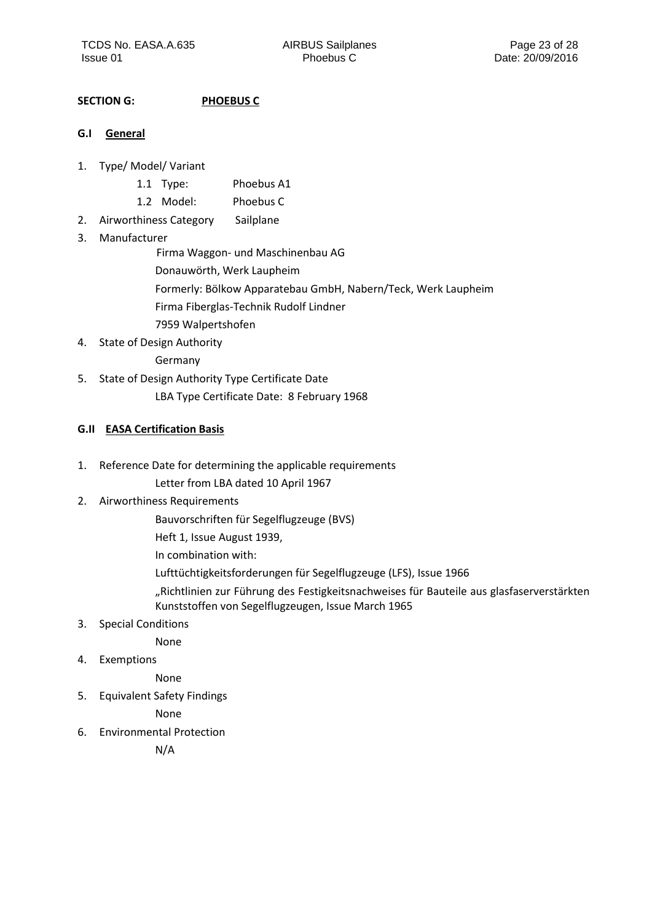**SECTION G:** **PHOEBUS C**

**G.I General**

1. Type/ Model/ Variant
   - 1.1 Type: Phoebus A1
   - 1.2 Model: Phoebus C
2. Airworthiness Category Sailplane
3. Manufacturer

   Firma Waggon- und Maschinenbau AG
   Donauwörth, Werk Laupheim
   Formerly: Bölkow Apparatebau GmbH, Nabern/Teck, Werk Laupheim
   Firma Fiberglas-Technik Rudolf Lindner
   7959 Walpertshofen
4. State of Design Authority

   Germany
5. State of Design Authority Type Certificate Date

   LBA Type Certificate Date: 8 February 1968

**G.II EASA Certification Basis**

1. Reference Date for determining the applicable requirements

   Letter from LBA dated 10 April 1967
2. Airworthiness Requirements

   Bauvorschriften für Segelflugzeuge (BVS)
   Heft 1, Issue August 1939,
   In combination with:
   Lufttüchtigkeitsforderungen für Segelflugzeuge (LFS), Issue 1966
   „Richtlinien zur Führung des Festigkeitsnachweises für Bauteile aus glasfaserverstärkten Kunststoffen von Segelflugzeugen, Issue March 1965
3. Special Conditions

   None
4. Exemptions

   None
5. Equivalent Safety Findings

   None
6. Environmental Protection

   N/A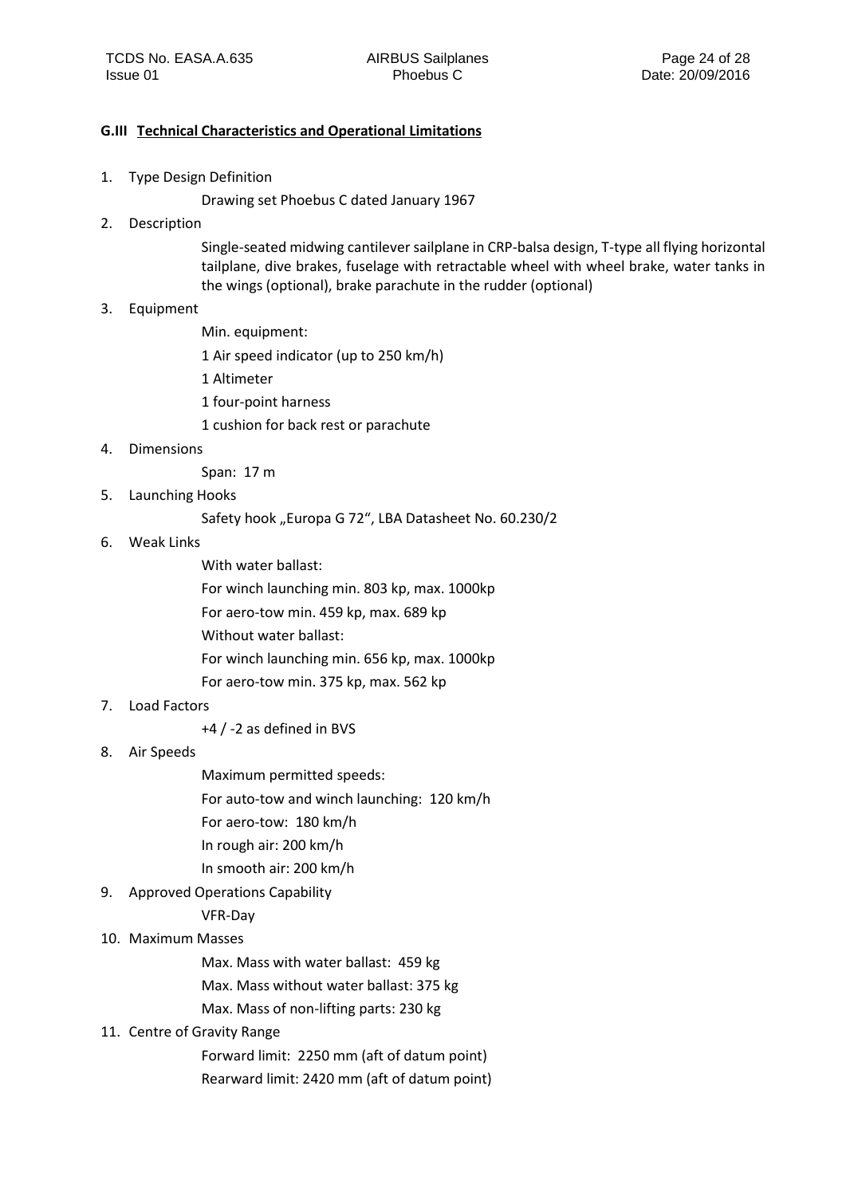### G.III Technical Characteristics and Operational Limitations

1. Type Design Definition

   Drawing set Phoebus C dated January 1967

2. Description

   Single-seated midwing cantilever sailplane in CRP-balsa design, T-type all flying horizontal tailplane, dive brakes, fuselage with retractable wheel with wheel brake, water tanks in the wings (optional), brake parachute in the rudder (optional)

3. Equipment

   Min. equipment:

   1 Air speed indicator (up to 250 km/h)

   1 Altimeter

   1 four-point harness

   1 cushion for back rest or parachute

4. Dimensions

   Span: 17 m

5. Launching Hooks

   Safety hook „Europa G 72", LBA Datasheet No. 60.230/2

6. Weak Links

   With water ballast:

   For winch launching min. 803 kp, max. 1000kp

   For aero-tow min. 459 kp, max. 689 kp

   Without water ballast:

   For winch launching min. 656 kp, max. 1000kp

   For aero-tow min. 375 kp, max. 562 kp

7. Load Factors

   +4 / -2 as defined in BVS

8. Air Speeds

   Maximum permitted speeds:

   For auto-tow and winch launching: 120 km/h

   For aero-tow: 180 km/h

   In rough air: 200 km/h

   In smooth air: 200 km/h

9. Approved Operations Capability

   VFR-Day

10. Maximum Masses

    Max. Mass with water ballast: 459 kg

    Max. Mass without water ballast: 375 kg

    Max. Mass of non-lifting parts: 230 kg

11. Centre of Gravity Range

    Forward limit: 2250 mm (aft of datum point)

    Rearward limit: 2420 mm (aft of datum point)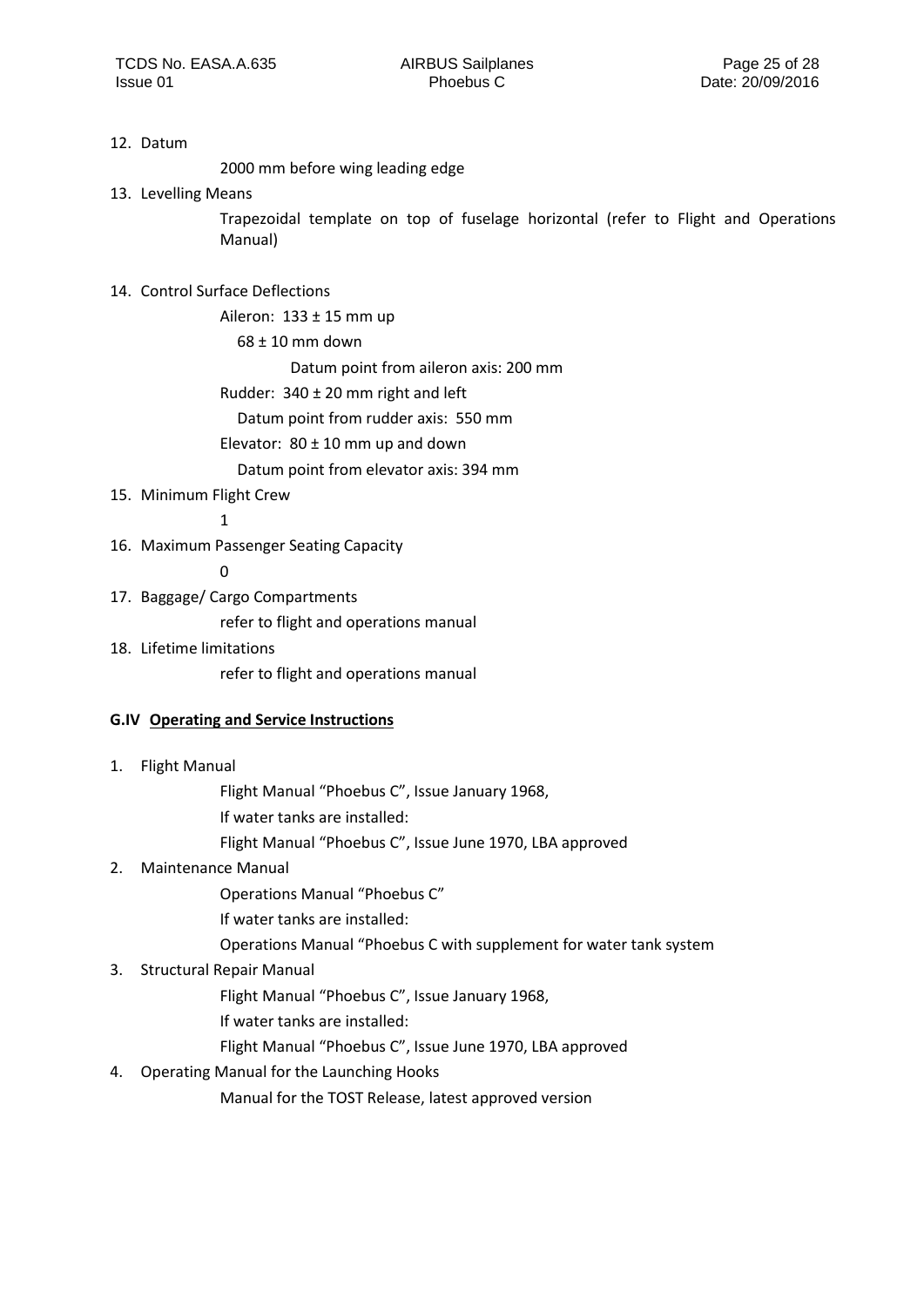12. Datum

    2000 mm before wing leading edge

13. Levelling Means

    Trapezoidal template on top of fuselage horizontal (refer to Flight and Operations Manual)

14. Control Surface Deflections

    Aileron: 133 ± 15 mm up

    68 ± 10 mm down

    Datum point from aileron axis: 200 mm

    Rudder: 340 ± 20 mm right and left

    Datum point from rudder axis: 550 mm

    Elevator: 80 ± 10 mm up and down

    Datum point from elevator axis: 394 mm

15. Minimum Flight Crew

    1

16. Maximum Passenger Seating Capacity

    0

17. Baggage/ Cargo Compartments

    refer to flight and operations manual

18. Lifetime limitations

    refer to flight and operations manual

**G.IV Operating and Service Instructions**

1. Flight Manual

   Flight Manual "Phoebus C", Issue January 1968,

   If water tanks are installed:

   Flight Manual "Phoebus C", Issue June 1970, LBA approved

2. Maintenance Manual

   Operations Manual "Phoebus C"

   If water tanks are installed:

   Operations Manual "Phoebus C with supplement for water tank system

3. Structural Repair Manual

   Flight Manual "Phoebus C", Issue January 1968,

   If water tanks are installed:

   Flight Manual "Phoebus C", Issue June 1970, LBA approved

4. Operating Manual for the Launching Hooks

   Manual for the TOST Release, latest approved version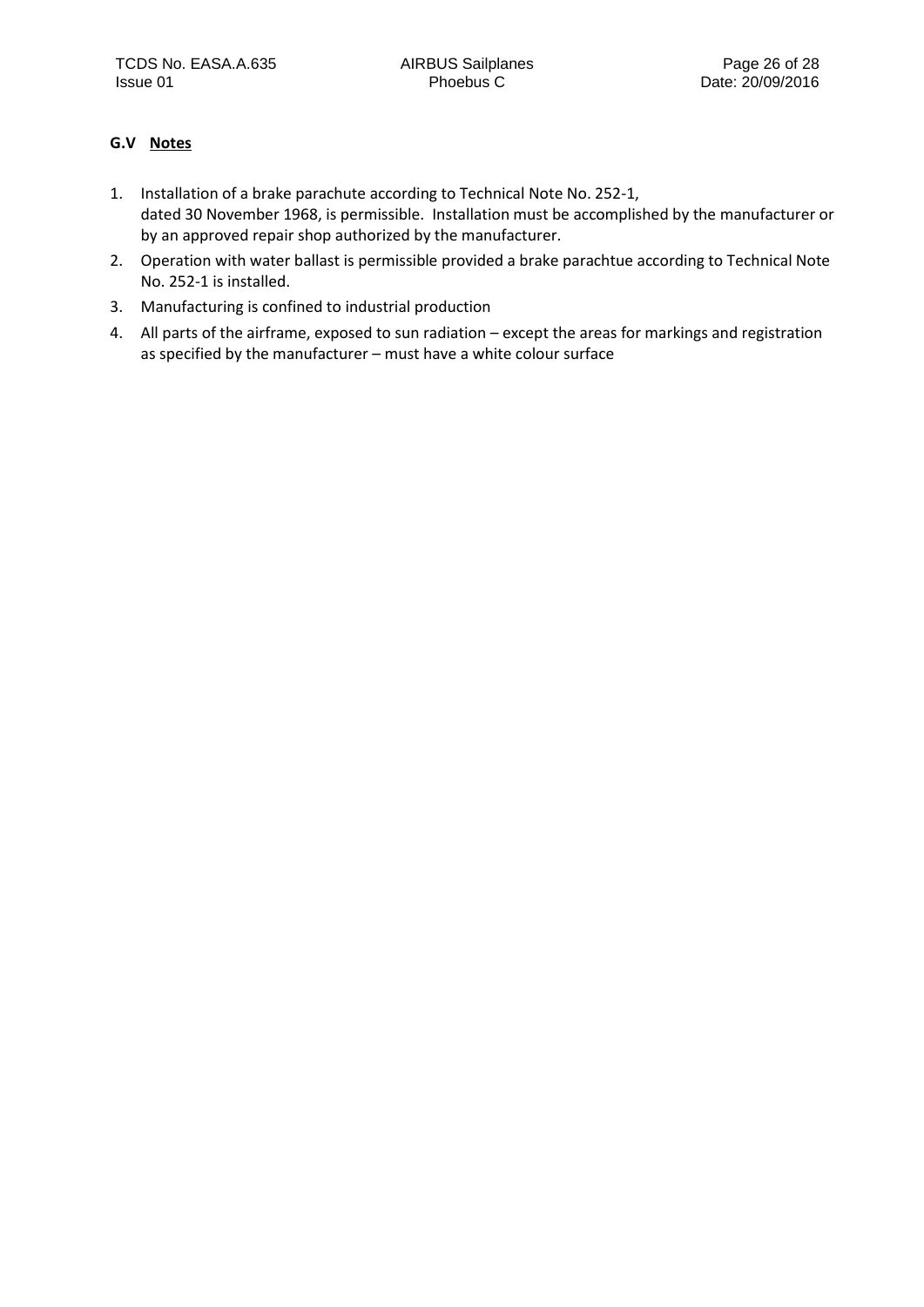## G.V Notes

1. Installation of a brake parachute according to Technical Note No. 252-1, dated 30 November 1968, is permissible. Installation must be accomplished by the manufacturer or by an approved repair shop authorized by the manufacturer.
2. Operation with water ballast is permissible provided a brake parachtue according to Technical Note No. 252-1 is installed.
3. Manufacturing is confined to industrial production
4. All parts of the airframe, exposed to sun radiation – except the areas for markings and registration as specified by the manufacturer – must have a white colour surface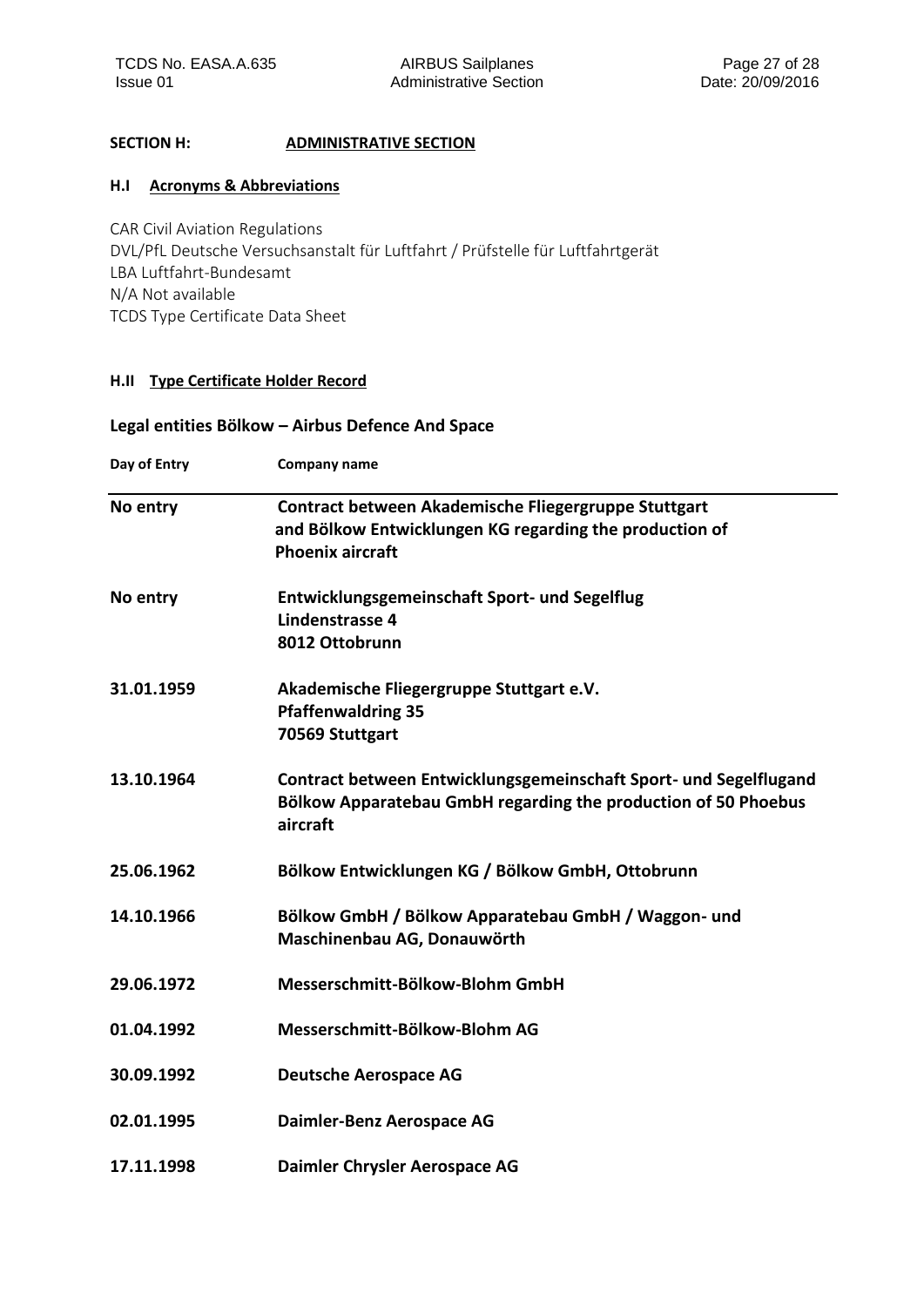## SECTION H: ADMINISTRATIVE SECTION

### H.I Acronyms & Abbreviations

CAR Civil Aviation Regulations
DVL/PfL Deutsche Versuchsanstalt für Luftfahrt / Prüfstelle für Luftfahrtgerät
LBA Luftfahrt-Bundesamt
N/A Not available
TCDS Type Certificate Data Sheet

### H.II Type Certificate Holder Record

**Legal entities Bölkow – Airbus Defence And Space**

| Day of Entry | Company name |
|---|---|
| **No entry** | **Contract between Akademische Fliegergruppe Stuttgart and Bölkow Entwicklungen KG regarding the production of Phoenix aircraft** |
| **No entry** | **Entwicklungsgemeinschaft Sport- und Segelflug Lindenstrasse 4 8012 Ottobrunn** |
| **31.01.1959** | **Akademische Fliegergruppe Stuttgart e.V. Pfaffenwaldring 35 70569 Stuttgart** |
| **13.10.1964** | **Contract between Entwicklungsgemeinschaft Sport- und Segelflugand Bölkow Apparatebau GmbH regarding the production of 50 Phoebus aircraft** |
| **25.06.1962** | **Bölkow Entwicklungen KG / Bölkow GmbH, Ottobrunn** |
| **14.10.1966** | **Bölkow GmbH / Bölkow Apparatebau GmbH / Waggon- und Maschinenbau AG, Donauwörth** |
| **29.06.1972** | **Messerschmitt-Bölkow-Blohm GmbH** |
| **01.04.1992** | **Messerschmitt-Bölkow-Blohm AG** |
| **30.09.1992** | **Deutsche Aerospace AG** |
| **02.01.1995** | **Daimler-Benz Aerospace AG** |
| **17.11.1998** | **Daimler Chrysler Aerospace AG** |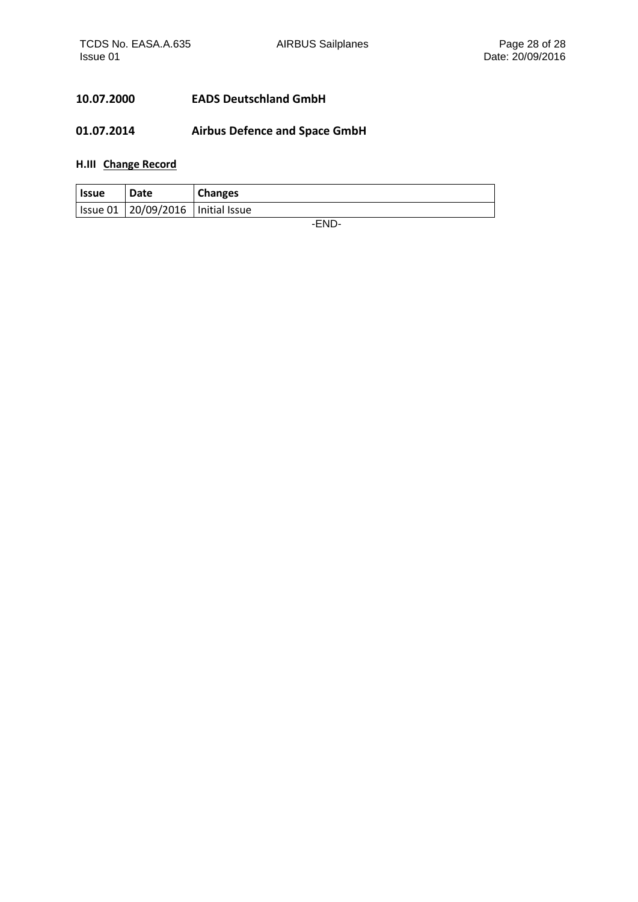**10.07.2000 EADS Deutschland GmbH**

**01.07.2014 Airbus Defence and Space GmbH**

**H.III Change Record**

| Issue | Date | Changes |
|---|---|---|
| Issue 01 | 20/09/2016 | Initial Issue |

-END-